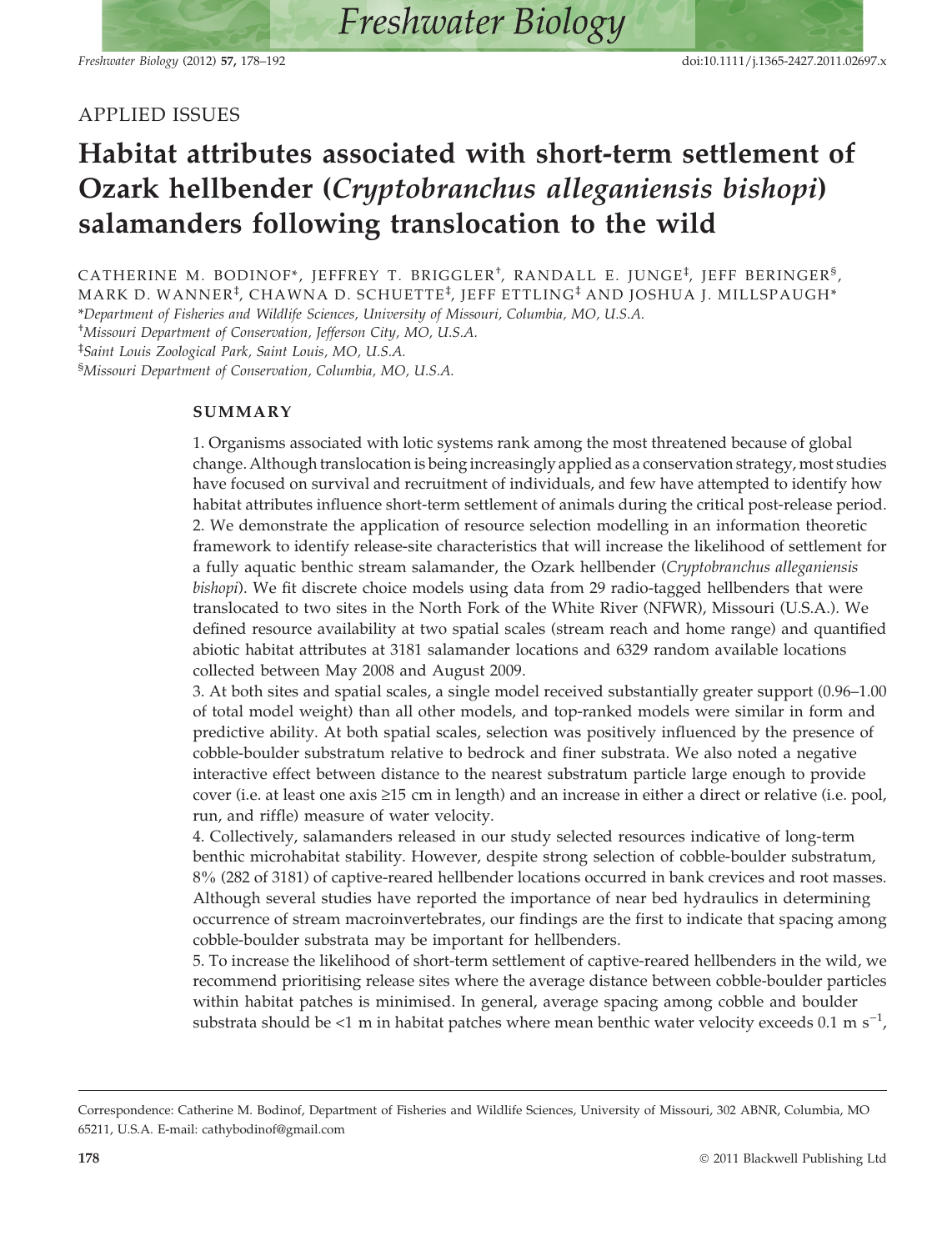APPLIED ISSUES

# Habitat attributes associated with short-term settlement of Ozark hellbender (*Cryptobranchus alleganiensis bishopi*) salamanders following translocation to the wild

CATHERINE M. BODINOF*, JEFFREY T. BRIGGLER[†], RANDALL E. JUNGE[‡], JEFF BERINGER[§], MARK D. WANNER[‡], CHAWNA D. SCHUETTE[‡], JEFF ETTLING[‡] AND JOSHUA J. MILLSPAUGH*

*Department of Fisheries and Wildlife Sciences, University of Missouri, Columbia, MO, U.S.A.

[†]Missouri Department of Conservation, Jefferson City, MO, U.S.A.

[‡]Saint Louis Zoological Park, Saint Louis, MO, U.S.A.

[§]Missouri Department of Conservation, Columbia, MO, U.S.A.

## SUMMARY

1. Organisms associated with lotic systems rank among the most threatened because of global change. Although translocation is being increasingly applied as a conservation strategy, most studies have focused on survival and recruitment of individuals, and few have attempted to identify how habitat attributes influence short-term settlement of animals during the critical post-release period.
2. We demonstrate the application of resource selection modelling in an information theoretic framework to identify release-site characteristics that will increase the likelihood of settlement for a fully aquatic benthic stream salamander, the Ozark hellbender (*Cryptobranchus alleganiensis bishopi*). We fit discrete choice models using data from 29 radio-tagged hellbenders that were translocated to two sites in the North Fork of the White River (NFWR), Missouri (U.S.A.). We defined resource availability at two spatial scales (stream reach and home range) and quantified abiotic habitat attributes at 3181 salamander locations and 6329 random available locations collected between May 2008 and August 2009.
3. At both sites and spatial scales, a single model received substantially greater support (0.96–1.00 of total model weight) than all other models, and top-ranked models were similar in form and predictive ability. At both spatial scales, selection was positively influenced by the presence of cobble-boulder substratum relative to bedrock and finer substrata. We also noted a negative interactive effect between distance to the nearest substratum particle large enough to provide cover (i.e. at least one axis ≥15 cm in length) and an increase in either a direct or relative (i.e. pool, run, and riffle) measure of water velocity.
4. Collectively, salamanders released in our study selected resources indicative of long-term benthic microhabitat stability. However, despite strong selection of cobble-boulder substratum, 8% (282 of 3181) of captive-reared hellbender locations occurred in bank crevices and root masses. Although several studies have reported the importance of near bed hydraulics in determining occurrence of stream macroinvertebrates, our findings are the first to indicate that spacing among cobble-boulder substrata may be important for hellbenders.
5. To increase the likelihood of short-term settlement of captive-reared hellbenders in the wild, we recommend prioritising release sites where the average distance between cobble-boulder particles within habitat patches is minimised. In general, average spacing among cobble and boulder substrata should be <1 m in habitat patches where mean benthic water velocity exceeds 0.1 m s$^{-1}$,

Correspondence: Catherine M. Bodinof, Department of Fisheries and Wildlife Sciences, University of Missouri, 302 ABNR, Columbia, MO 65211, U.S.A. E-mail: cathybodinof@gmail.com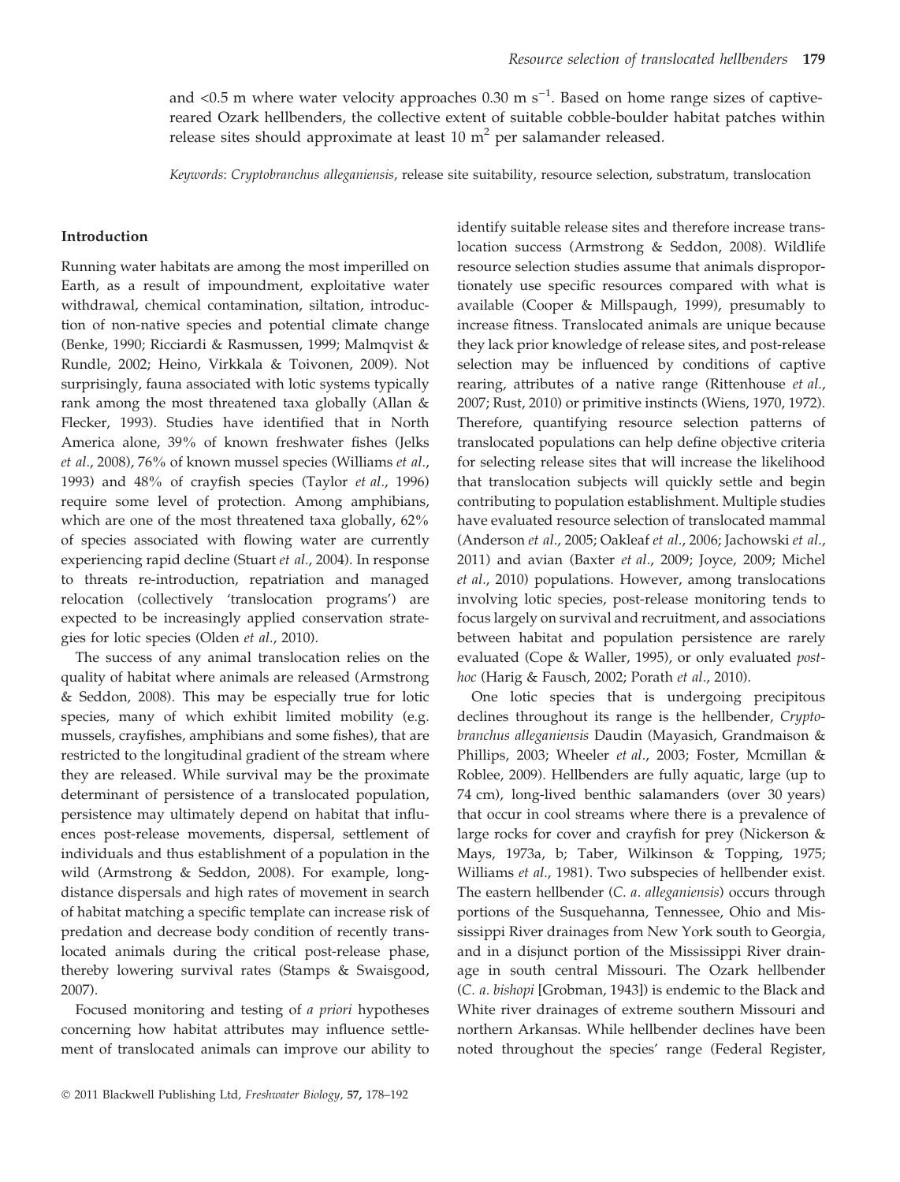and <0.5 m where water velocity approaches 0.30 m $s^{-1}$. Based on home range sizes of captive-reared Ozark hellbenders, the collective extent of suitable cobble-boulder habitat patches within release sites should approximate at least 10 $m^2$ per salamander released.

*Keywords*: *Cryptobranchus alleganiensis*, release site suitability, resource selection, substratum, translocation

## Introduction

Running water habitats are among the most imperilled on Earth, as a result of impoundment, exploitative water withdrawal, chemical contamination, siltation, introduction of non-native species and potential climate change (Benke, 1990; Ricciardi & Rasmussen, 1999; Malmqvist & Rundle, 2002; Heino, Virkkala & Toivonen, 2009). Not surprisingly, fauna associated with lotic systems typically rank among the most threatened taxa globally (Allan & Flecker, 1993). Studies have identified that in North America alone, 39% of known freshwater fishes (Jelks *et al*., 2008), 76% of known mussel species (Williams *et al*., 1993) and 48% of crayfish species (Taylor *et al*., 1996) require some level of protection. Among amphibians, which are one of the most threatened taxa globally, 62% of species associated with flowing water are currently experiencing rapid decline (Stuart *et al*., 2004). In response to threats re-introduction, repatriation and managed relocation (collectively 'translocation programs') are expected to be increasingly applied conservation strategies for lotic species (Olden *et al*., 2010).

The success of any animal translocation relies on the quality of habitat where animals are released (Armstrong & Seddon, 2008). This may be especially true for lotic species, many of which exhibit limited mobility (e.g. mussels, crayfishes, amphibians and some fishes), that are restricted to the longitudinal gradient of the stream where they are released. While survival may be the proximate determinant of persistence of a translocated population, persistence may ultimately depend on habitat that influences post-release movements, dispersal, settlement of individuals and thus establishment of a population in the wild (Armstrong & Seddon, 2008). For example, long-distance dispersals and high rates of movement in search of habitat matching a specific template can increase risk of predation and decrease body condition of recently translocated animals during the critical post-release phase, thereby lowering survival rates (Stamps & Swaisgood, 2007).

Focused monitoring and testing of *a priori* hypotheses concerning how habitat attributes may influence settlement of translocated animals can improve our ability to identify suitable release sites and therefore increase translocation success (Armstrong & Seddon, 2008). Wildlife resource selection studies assume that animals disproportionately use specific resources compared with what is available (Cooper & Millspaugh, 1999), presumably to increase fitness. Translocated animals are unique because they lack prior knowledge of release sites, and post-release selection may be influenced by conditions of captive rearing, attributes of a native range (Rittenhouse *et al*., 2007; Rust, 2010) or primitive instincts (Wiens, 1970, 1972). Therefore, quantifying resource selection patterns of translocated populations can help define objective criteria for selecting release sites that will increase the likelihood that translocation subjects will quickly settle and begin contributing to population establishment. Multiple studies have evaluated resource selection of translocated mammal (Anderson *et al*., 2005; Oakleaf *et al*., 2006; Jachowski *et al*., 2011) and avian (Baxter *et al*., 2009; Joyce, 2009; Michel *et al*., 2010) populations. However, among translocations involving lotic species, post-release monitoring tends to focus largely on survival and recruitment, and associations between habitat and population persistence are rarely evaluated (Cope & Waller, 1995), or only evaluated *post-hoc* (Harig & Fausch, 2002; Porath *et al*., 2010).

One lotic species that is undergoing precipitous declines throughout its range is the hellbender, *Cryptobranchus alleganiensis* Daudin (Mayasich, Grandmaison & Phillips, 2003; Wheeler *et al*., 2003; Foster, Mcmillan & Roblee, 2009). Hellbenders are fully aquatic, large (up to 74 cm), long-lived benthic salamanders (over 30 years) that occur in cool streams where there is a prevalence of large rocks for cover and crayfish for prey (Nickerson & Mays, 1973a, b; Taber, Wilkinson & Topping, 1975; Williams *et al*., 1981). Two subspecies of hellbender exist. The eastern hellbender (*C. a. alleganiensis*) occurs through portions of the Susquehanna, Tennessee, Ohio and Mississippi River drainages from New York south to Georgia, and in a disjunct portion of the Mississippi River drainage in south central Missouri. The Ozark hellbender (*C. a. bishopi* [Grobman, 1943]) is endemic to the Black and White river drainages of extreme southern Missouri and northern Arkansas. While hellbender declines have been noted throughout the species' range (Federal Register,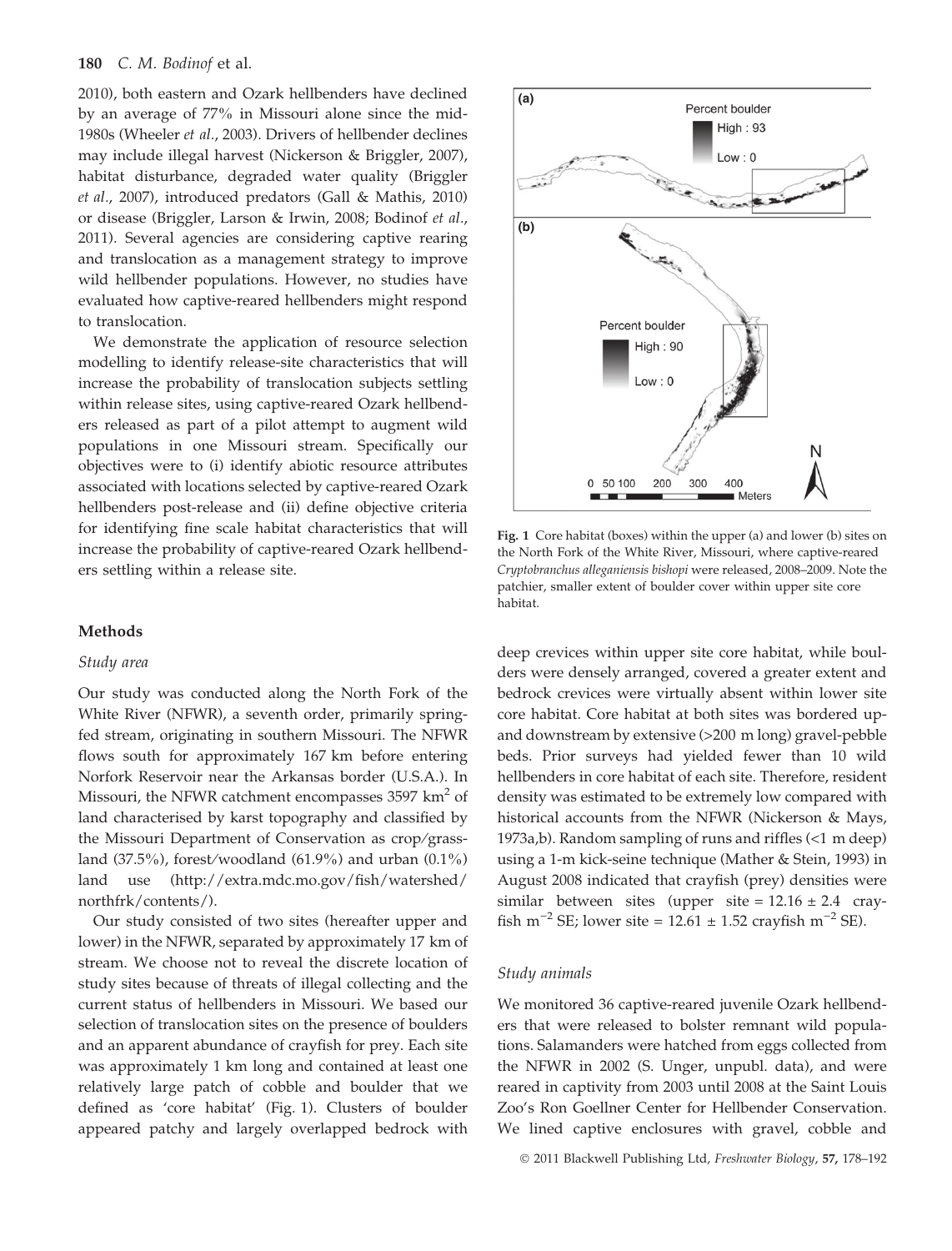2010), both eastern and Ozark hellbenders have declined by an average of 77% in Missouri alone since the mid-1980s (Wheeler *et al*., 2003). Drivers of hellbender declines may include illegal harvest (Nickerson & Briggler, 2007), habitat disturbance, degraded water quality (Briggler *et al*., 2007), introduced predators (Gall & Mathis, 2010) or disease (Briggler, Larson & Irwin, 2008; Bodinof *et al*., 2011). Several agencies are considering captive rearing and translocation as a management strategy to improve wild hellbender populations. However, no studies have evaluated how captive-reared hellbenders might respond to translocation.

We demonstrate the application of resource selection modelling to identify release-site characteristics that will increase the probability of translocation subjects settling within release sites, using captive-reared Ozark hellbenders released as part of a pilot attempt to augment wild populations in one Missouri stream. Specifically our objectives were to (i) identify abiotic resource attributes associated with locations selected by captive-reared Ozark hellbenders post-release and (ii) define objective criteria for identifying fine scale habitat characteristics that will increase the probability of captive-reared Ozark hellbenders settling within a release site.

## Methods

### Study area

Our study was conducted along the North Fork of the White River (NFWR), a seventh order, primarily spring-fed stream, originating in southern Missouri. The NFWR flows south for approximately 167 km before entering Norfork Reservoir near the Arkansas border (U.S.A.). In Missouri, the NFWR catchment encompasses 3597 km$^2$ of land characterised by karst topography and classified by the Missouri Department of Conservation as crop/grassland (37.5%), forest/woodland (61.9%) and urban (0.1%) land use (http://extra.mdc.mo.gov/fish/watershed/northfrk/contents/).

Our study consisted of two sites (hereafter upper and lower) in the NFWR, separated by approximately 17 km of stream. We choose not to reveal the discrete location of study sites because of threats of illegal collecting and the current status of hellbenders in Missouri. We based our selection of translocation sites on the presence of boulders and an apparent abundance of crayfish for prey. Each site was approximately 1 km long and contained at least one relatively large patch of cobble and boulder that we defined as 'core habitat' (Fig. 1). Clusters of boulder appeared patchy and largely overlapped bedrock with deep crevices within upper site core habitat, while boulders were densely arranged, covered a greater extent and bedrock crevices were virtually absent within lower site core habitat. Core habitat at both sites was bordered up- and downstream by extensive (>200 m long) gravel-pebble beds. Prior surveys had yielded fewer than 10 wild hellbenders in core habitat of each site. Therefore, resident density was estimated to be extremely low compared with historical accounts from the NFWR (Nickerson & Mays, 1973a,b). Random sampling of runs and riffles (<1 m deep) using a 1-m kick-seine technique (Mather & Stein, 1993) in August 2008 indicated that crayfish (prey) densities were similar between sites (upper site = 12.16 ± 2.4 crayfish m$^{-2}$ SE; lower site = 12.61 ± 1.52 crayfish m$^{-2}$ SE).

Fig. 1 Core habitat (boxes) within the upper (a) and lower (b) sites on the North Fork of the White River, Missouri, where captive-reared *Cryptobranchus alleganiensis bishopi* were released, 2008–2009. Note the patchier, smaller extent of boulder cover within upper site core habitat.

### Study animals

We monitored 36 captive-reared juvenile Ozark hellbenders that were released to bolster remnant wild populations. Salamanders were hatched from eggs collected from the NFWR in 2002 (S. Unger, unpubl. data), and were reared in captivity from 2003 until 2008 at the Saint Louis Zoo's Ron Goellner Center for Hellbender Conservation. We lined captive enclosures with gravel, cobble and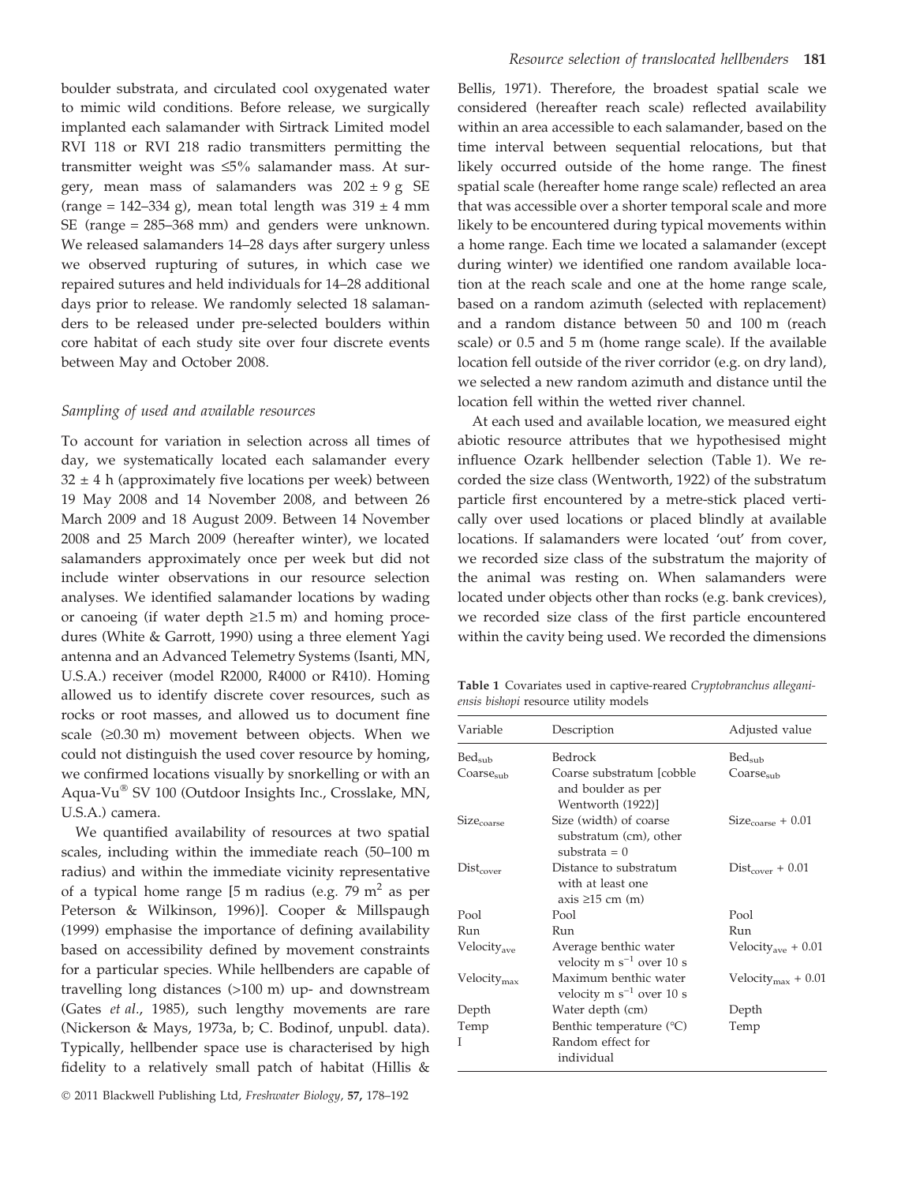boulder substrata, and circulated cool oxygenated water to mimic wild conditions. Before release, we surgically implanted each salamander with Sirtrack Limited model RVI 118 or RVI 218 radio transmitters permitting the transmitter weight was ≤5% salamander mass. At surgery, mean mass of salamanders was 202 ± 9 g SE (range = 142–334 g), mean total length was 319 ± 4 mm SE (range = 285–368 mm) and genders were unknown. We released salamanders 14–28 days after surgery unless we observed rupturing of sutures, in which case we repaired sutures and held individuals for 14–28 additional days prior to release. We randomly selected 18 salamanders to be released under pre-selected boulders within core habitat of each study site over four discrete events between May and October 2008.

### *Sampling of used and available resources*

To account for variation in selection across all times of day, we systematically located each salamander every 32 ± 4 h (approximately five locations per week) between 19 May 2008 and 14 November 2008, and between 26 March 2009 and 18 August 2009. Between 14 November 2008 and 25 March 2009 (hereafter winter), we located salamanders approximately once per week but did not include winter observations in our resource selection analyses. We identified salamander locations by wading or canoeing (if water depth ≥1.5 m) and homing procedures (White & Garrott, 1990) using a three element Yagi antenna and an Advanced Telemetry Systems (Isanti, MN, U.S.A.) receiver (model R2000, R4000 or R410). Homing allowed us to identify discrete cover resources, such as rocks or root masses, and allowed us to document fine scale (≥0.30 m) movement between objects. When we could not distinguish the used cover resource by homing, we confirmed locations visually by snorkelling or with an Aqua-Vu® SV 100 (Outdoor Insights Inc., Crosslake, MN, U.S.A.) camera.

We quantified availability of resources at two spatial scales, including within the immediate reach (50–100 m radius) and within the immediate vicinity representative of a typical home range [5 m radius (e.g. 79 $m^2$ as per Peterson & Wilkinson, 1996)]. Cooper & Millspaugh (1999) emphasise the importance of defining availability based on accessibility defined by movement constraints for a particular species. While hellbenders are capable of travelling long distances (>100 m) up- and downstream (Gates *et al*., 1985), such lengthy movements are rare (Nickerson & Mays, 1973a, b; C. Bodinof, unpubl. data). Typically, hellbender space use is characterised by high fidelity to a relatively small patch of habitat (Hillis & Bellis, 1971). Therefore, the broadest spatial scale we considered (hereafter reach scale) reflected availability within an area accessible to each salamander, based on the time interval between sequential relocations, but that likely occurred outside of the home range. The finest spatial scale (hereafter home range scale) reflected an area that was accessible over a shorter temporal scale and more likely to be encountered during typical movements within a home range. Each time we located a salamander (except during winter) we identified one random available location at the reach scale and one at the home range scale, based on a random azimuth (selected with replacement) and a random distance between 50 and 100 m (reach scale) or 0.5 and 5 m (home range scale). If the available location fell outside of the river corridor (e.g. on dry land), we selected a new random azimuth and distance until the location fell within the wetted river channel.

At each used and available location, we measured eight abiotic resource attributes that we hypothesised might influence Ozark hellbender selection (Table 1). We recorded the size class (Wentworth, 1922) of the substratum particle first encountered by a metre-stick placed vertically over used locations or placed blindly at available locations. If salamanders were located 'out' from cover, we recorded size class of the substratum the majority of the animal was resting on. When salamanders were located under objects other than rocks (e.g. bank crevices), we recorded size class of the first particle encountered within the cavity being used. We recorded the dimensions

**Table 1** Covariates used in captive-reared *Cryptobranchus alleganiensis bishopi* resource utility models

| Variable | Description | Adjusted value |
|---|---|---|
| $Bed_{sub}$ | Bedrock | $Bed_{sub}$ |
| $Coarse_{sub}$ | Coarse substratum [cobble and boulder as per Wentworth (1922)] | $Coarse_{sub}$ |
| $Size_{coarse}$ | Size (width) of coarse substratum (cm), other substrata = 0 | $Size_{coarse} + 0.01$ |
| $Dist_{cover}$ | Distance to substratum with at least one axis ≥15 cm (m) | $Dist_{cover} + 0.01$ |
| Pool | Pool | Pool |
| Run | Run | Run |
| $Velocity_{ave}$ | Average benthic water velocity m $s^{-1}$ over 10 s | $Velocity_{ave} + 0.01$ |
| $Velocity_{max}$ | Maximum benthic water velocity m $s^{-1}$ over 10 s | $Velocity_{max} + 0.01$ |
| Depth | Water depth (cm) | Depth |
| Temp | Benthic temperature (°C) | Temp |
| I | Random effect for individual | |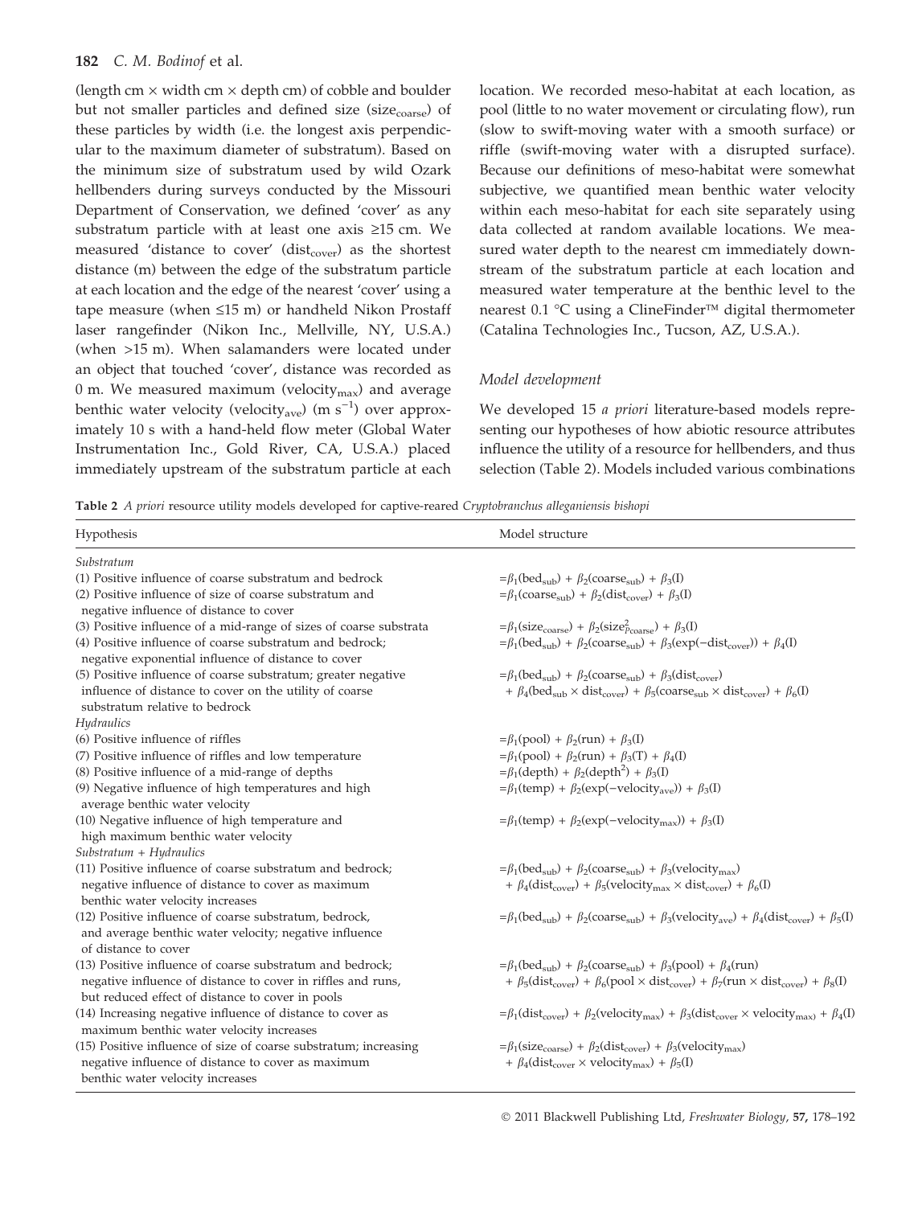(length cm × width cm × depth cm) of cobble and boulder but not smaller particles and defined size ($size_{coarse}$) of these particles by width (i.e. the longest axis perpendicular to the maximum diameter of substratum). Based on the minimum size of substratum used by wild Ozark hellbenders during surveys conducted by the Missouri Department of Conservation, we defined 'cover' as any substratum particle with at least one axis ≥15 cm. We measured 'distance to cover' ($dist_{cover}$) as the shortest distance (m) between the edge of the substratum particle at each location and the edge of the nearest 'cover' using a tape measure (when ≤15 m) or handheld Nikon Prostaff laser rangefinder (Nikon Inc., Mellville, NY, U.S.A.) (when >15 m). When salamanders were located under an object that touched 'cover', distance was recorded as 0 m. We measured maximum ($velocity_{max}$) and average benthic water velocity ($velocity_{ave}$) (m $s^{-1}$) over approximately 10 s with a hand-held flow meter (Global Water Instrumentation Inc., Gold River, CA, U.S.A.) placed immediately upstream of the substratum particle at each location. We recorded meso-habitat at each location, as pool (little to no water movement or circulating flow), run (slow to swift-moving water with a smooth surface) or riffle (swift-moving water with a disrupted surface). Because our definitions of meso-habitat were somewhat subjective, we quantified mean benthic water velocity within each meso-habitat for each site separately using data collected at random available locations. We measured water depth to the nearest cm immediately downstream of the substratum particle at each location and measured water temperature at the benthic level to the nearest 0.1 °C using a ClineFinder™ digital thermometer (Catalina Technologies Inc., Tucson, AZ, U.S.A.).

### Model development

We developed 15 *a priori* literature-based models representing our hypotheses of how abiotic resource attributes influence the utility of a resource for hellbenders, and thus selection (Table 2). Models included various combinations

**Table 2** *A priori* resource utility models developed for captive-reared *Cryptobranchus alleganiensis bishopi*

| Hypothesis | Model structure |
|---|---|
| *Substratum* | |
| (1) Positive influence of coarse substratum and bedrock | $=\beta_1(bed_{sub}) + \beta_2(coarse_{sub}) + \beta_3(I)$ |
| (2) Positive influence of size of coarse substratum and negative influence of distance to cover | $=\beta_1(coarse_{sub}) + \beta_2(dist_{cover}) + \beta_3(I)$ |
| (3) Positive influence of a mid-range of sizes of coarse substrata | $=\beta_1(size_{coarse}) + \beta_2(size^2_{coarse}) + \beta_3(I)$ |
| (4) Positive influence of coarse substratum and bedrock; negative exponential influence of distance to cover | $=\beta_1(bed_{sub}) + \beta_2(coarse_{sub}) + \beta_3(\exp(-dist_{cover})) + \beta_4(I)$ |
| (5) Positive influence of coarse substratum; greater negative influence of distance to cover on the utility of coarse substratum relative to bedrock | $=\beta_1(bed_{sub}) + \beta_2(coarse_{sub}) + \beta_3(dist_{cover}) + \beta_4(bed_{sub} \times dist_{cover}) + \beta_5(coarse_{sub} \times dist_{cover}) + \beta_6(I)$ |
| *Hydraulics* | |
| (6) Positive influence of riffles | $=\beta_1(pool) + \beta_2(run) + \beta_3(I)$ |
| (7) Positive influence of riffles and low temperature | $=\beta_1(pool) + \beta_2(run) + \beta_3(T) + \beta_4(I)$ |
| (8) Positive influence of a mid-range of depths | $=\beta_1(depth) + \beta_2(depth^2) + \beta_3(I)$ |
| (9) Negative influence of high temperatures and high average benthic water velocity | $=\beta_1(temp) + \beta_2(\exp(-velocity_{ave})) + \beta_3(I)$ |
| (10) Negative influence of high temperature and high maximum benthic water velocity | $=\beta_1(temp) + \beta_2(\exp(-velocity_{max})) + \beta_3(I)$ |
| *Substratum + Hydraulics* | |
| (11) Positive influence of coarse substratum and bedrock; negative influence of distance to cover as maximum benthic water velocity increases | $=\beta_1(bed_{sub}) + \beta_2(coarse_{sub}) + \beta_3(velocity_{max}) + \beta_4(dist_{cover}) + \beta_5(velocity_{max} \times dist_{cover}) + \beta_6(I)$ |
| (12) Positive influence of coarse substratum, bedrock, and average benthic water velocity; negative influence of distance to cover | $=\beta_1(bed_{sub}) + \beta_2(coarse_{sub}) + \beta_3(velocity_{ave}) + \beta_4(dist_{cover}) + \beta_5(I)$ |
| (13) Positive influence of coarse substratum and bedrock; negative influence of distance to cover in riffles and runs, but reduced effect of distance to cover in pools | $=\beta_1(bed_{sub}) + \beta_2(coarse_{sub}) + \beta_3(pool) + \beta_4(run) + \beta_5(dist_{cover}) + \beta_6(pool \times dist_{cover}) + \beta_7(run \times dist_{cover}) + \beta_8(I)$ |
| (14) Increasing negative influence of distance to cover as maximum benthic water velocity increases | $=\beta_1(dist_{cover}) + \beta_2(velocity_{max}) + \beta_3(dist_{cover} \times velocity_{max}) + \beta_4(I)$ |
| (15) Positive influence of size of coarse substratum; increasing negative influence of distance to cover as maximum benthic water velocity increases | $=\beta_1(size_{coarse}) + \beta_2(dist_{cover}) + \beta_3(velocity_{max}) + \beta_4(dist_{cover} \times velocity_{max}) + \beta_5(I)$ |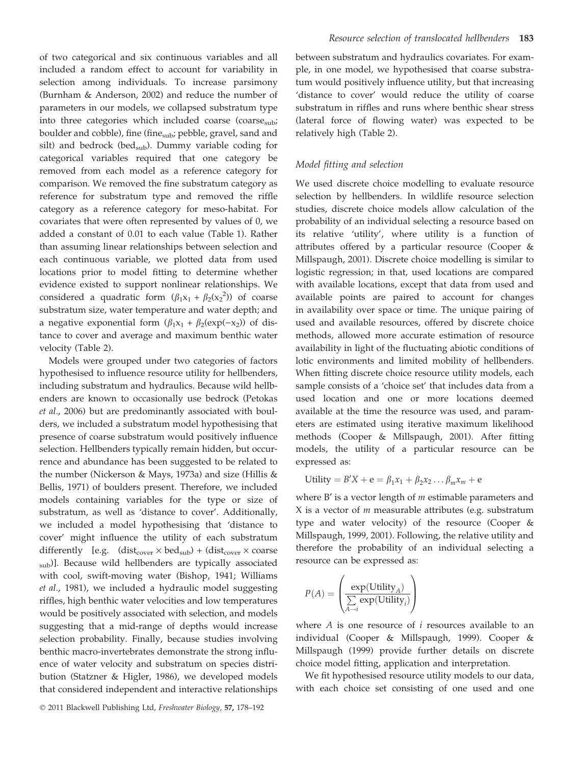of two categorical and six continuous variables and all included a random effect to account for variability in selection among individuals. To increase parsimony (Burnham & Anderson, 2002) and reduce the number of parameters in our models, we collapsed substratum type into three categories which included coarse ($coarse_{sub}$; boulder and cobble), fine ($fine_{sub}$; pebble, gravel, sand and silt) and bedrock ($bed_{sub}$). Dummy variable coding for categorical variables required that one category be removed from each model as a reference category for comparison. We removed the fine substratum category as reference for substratum type and removed the riffle category as a reference category for meso-habitat. For covariates that were often represented by values of 0, we added a constant of 0.01 to each value (Table 1). Rather than assuming linear relationships between selection and each continuous variable, we plotted data from used locations prior to model fitting to determine whether evidence existed to support nonlinear relationships. We considered a quadratic form ($\beta_1 x_1 + \beta_2(x_2^2)$) of coarse substratum size, water temperature and water depth; and a negative exponential form ($\beta_1 x_1 + \beta_2(\exp(-x_2))$ of distance to cover and average and maximum benthic water velocity (Table 2).

Models were grouped under two categories of factors hypothesised to influence resource utility for hellbenders, including substratum and hydraulics. Because wild hellbenders are known to occasionally use bedrock (Petokas *et al.*, 2006) but are predominantly associated with boulders, we included a substratum model hypothesising that presence of coarse substratum would positively influence selection. Hellbenders typically remain hidden, but occurrence and abundance has been suggested to be related to the number (Nickerson & Mays, 1973a) and size (Hillis & Bellis, 1971) of boulders present. Therefore, we included models containing variables for the type or size of substratum, as well as 'distance to cover'. Additionally, we included a model hypothesising that 'distance to cover' might influence the utility of each substratum differently [e.g. ($dist_{cover} \times bed_{sub}$) + ($dist_{cover} \times coarse_{sub}$)]. Because wild hellbenders are typically associated with cool, swift-moving water (Bishop, 1941; Williams *et al.*, 1981), we included a hydraulic model suggesting riffles, high benthic water velocities and low temperatures would be positively associated with selection, and models suggesting that a mid-range of depths would increase selection probability. Finally, because studies involving benthic macro-invertebrates demonstrate the strong influence of water velocity and substratum on species distribution (Statzner & Higler, 1986), we developed models that considered independent and interactive relationships between substratum and hydraulics covariates. For example, in one model, we hypothesised that coarse substratum would positively influence utility, but that increasing 'distance to cover' would reduce the utility of coarse substratum in riffles and runs where benthic shear stress (lateral force of flowing water) was expected to be relatively high (Table 2).

### Model fitting and selection

We used discrete choice modelling to evaluate resource selection by hellbenders. In wildlife resource selection studies, discrete choice models allow calculation of the probability of an individual selecting a resource based on its relative 'utility', where utility is a function of attributes offered by a particular resource (Cooper & Millspaugh, 2001). Discrete choice modelling is similar to logistic regression; in that, used locations are compared with available locations, except that data from used and available points are paired to account for changes in availability over space or time. The unique pairing of used and available resources, offered by discrete choice methods, allowed more accurate estimation of resource availability in light of the fluctuating abiotic conditions of lotic environments and limited mobility of hellbenders. When fitting discrete choice resource utility models, each sample consists of a 'choice set' that includes data from a used location and one or more locations deemed available at the time the resource was used, and parameters are estimated using iterative maximum likelihood methods (Cooper & Millspaugh, 2001). After fitting models, the utility of a particular resource can be expressed as:

$$\text{Utility} = B'X + e = \beta_1 x_1 + \beta_2 x_2 \ldots \beta_m x_m + e$$

where B′ is a vector length of $m$ estimable parameters and X is a vector of $m$ measurable attributes (e.g. substratum type and water velocity) of the resource (Cooper & Millspaugh, 1999, 2001). Following, the relative utility and therefore the probability of an individual selecting a resource can be expressed as:

$$P(A) = \left( \frac{\exp(\text{Utility}_A)}{\sum\limits_{A \to i} \exp(\text{Utility}_i)} \right)$$

where $A$ is one resource of $i$ resources available to an individual (Cooper & Millspaugh, 1999). Cooper & Millspaugh (1999) provide further details on discrete choice model fitting, application and interpretation.

We fit hypothesised resource utility models to our data, with each choice set consisting of one used and one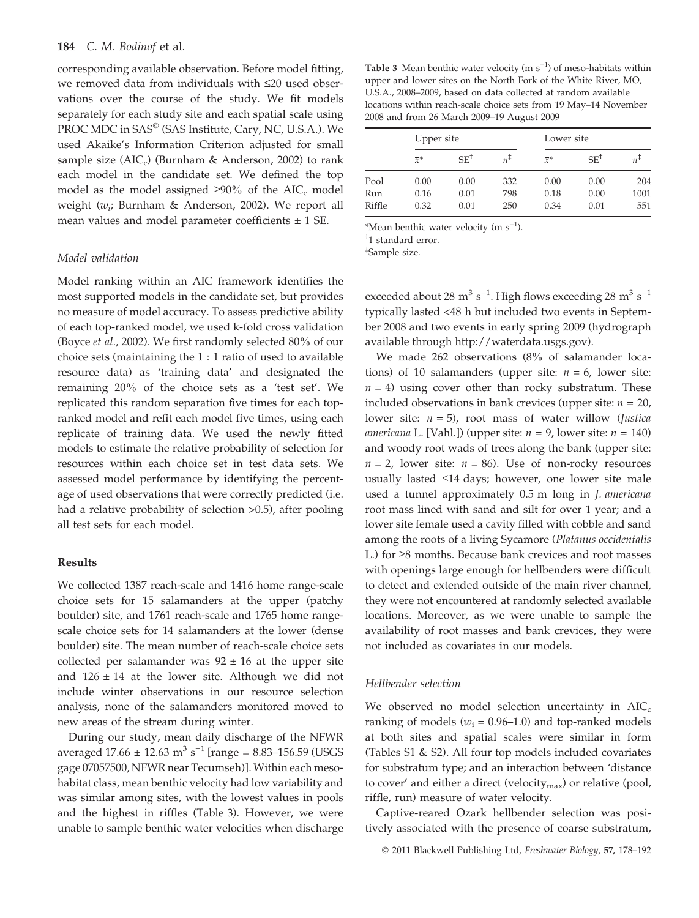corresponding available observation. Before model fitting, we removed data from individuals with ≤20 used observations over the course of the study. We fit models separately for each study site and each spatial scale using PROC MDC in SAS© (SAS Institute, Cary, NC, U.S.A.). We used Akaike's Information Criterion adjusted for small sample size ($AIC_c$) (Burnham & Anderson, 2002) to rank each model in the candidate set. We defined the top model as the model assigned ≥90% of the $AIC_c$ model weight ($w_i$; Burnham & Anderson, 2002). We report all mean values and model parameter coefficients ± 1 SE.

### Model validation

Model ranking within an AIC framework identifies the most supported models in the candidate set, but provides no measure of model accuracy. To assess predictive ability of each top-ranked model, we used k-fold cross validation (Boyce *et al.*, 2002). We first randomly selected 80% of our choice sets (maintaining the 1 : 1 ratio of used to available resource data) as 'training data' and designated the remaining 20% of the choice sets as a 'test set'. We replicated this random separation five times for each top-ranked model and refit each model five times, using each replicate of training data. We used the newly fitted models to estimate the relative probability of selection for resources within each choice set in test data sets. We assessed model performance by identifying the percentage of used observations that were correctly predicted (i.e. had a relative probability of selection >0.5), after pooling all test sets for each model.

## Results

We collected 1387 reach-scale and 1416 home range-scale choice sets for 15 salamanders at the upper (patchy boulder) site, and 1761 reach-scale and 1765 home range-scale choice sets for 14 salamanders at the lower (dense boulder) site. The mean number of reach-scale choice sets collected per salamander was 92 ± 16 at the upper site and 126 ± 14 at the lower site. Although we did not include winter observations in our resource selection analysis, none of the salamanders monitored moved to new areas of the stream during winter.

During our study, mean daily discharge of the NFWR averaged 17.66 ± 12.63 $m^3 s^{-1}$ [range = 8.83–156.59 (USGS gage 07057500, NFWR near Tecumseh)]. Within each meso-habitat class, mean benthic velocity had low variability and was similar among sites, with the lowest values in pools and the highest in riffles (Table 3). However, we were unable to sample benthic water velocities when discharge exceeded about 28 $m^3 s^{-1}$. High flows exceeding 28 $m^3 s^{-1}$ typically lasted <48 h but included two events in September 2008 and two events in early spring 2009 (hydrograph available through http://waterdata.usgs.gov).

**Table 3** Mean benthic water velocity ($m s^{-1}$) of meso-habitats within upper and lower sites on the North Fork of the White River, MO, U.S.A., 2008–2009, based on data collected at random available locations within reach-scale choice sets from 19 May–14 November 2008 and from 26 March 2009–19 August 2009

| | Upper site | | | Lower site | | |
|---|---|---|---|---|---|---|
| | $\bar{x}$* | SE[†] | $n$[‡] | $\bar{x}$* | SE[†] | $n$[‡] |
| Pool | 0.00 | 0.00 | 332 | 0.00 | 0.00 | 204 |
| Run | 0.16 | 0.01 | 798 | 0.18 | 0.00 | 1001 |
| Riffle | 0.32 | 0.01 | 250 | 0.34 | 0.01 | 551 |

*Mean benthic water velocity ($m s^{-1}$).
[†]1 standard error.
[‡]Sample size.

We made 262 observations (8% of salamander locations) of 10 salamanders (upper site: $n = 6$, lower site: $n = 4$) using cover other than rocky substratum. These included observations in bank crevices (upper site: $n = 20$, lower site: $n = 5$), root mass of water willow (*Justica americana* L. [Vahl.]) (upper site: $n = 9$, lower site: $n = 140$) and woody root wads of trees along the bank (upper site: $n = 2$, lower site: $n = 86$). Use of non-rocky resources usually lasted ≤14 days; however, one lower site male used a tunnel approximately 0.5 m long in *J. americana* root mass lined with sand and silt for over 1 year; and a lower site female used a cavity filled with cobble and sand among the roots of a living Sycamore (*Platanus occidentalis* L.) for ≥8 months. Because bank crevices and root masses with openings large enough for hellbenders were difficult to detect and extended outside of the main river channel, they were not encountered at randomly selected available locations. Moreover, as we were unable to sample the availability of root masses and bank crevices, they were not included as covariates in our models.

### Hellbender selection

We observed no model selection uncertainty in $AIC_c$ ranking of models ($w_i$ = 0.96–1.0) and top-ranked models at both sites and spatial scales were similar in form (Tables S1 & S2). All four top models included covariates for substratum type; and an interaction between 'distance to cover' and either a direct ($velocity_{max}$) or relative (pool, riffle, run) measure of water velocity.

Captive-reared Ozark hellbender selection was positively associated with the presence of coarse substratum,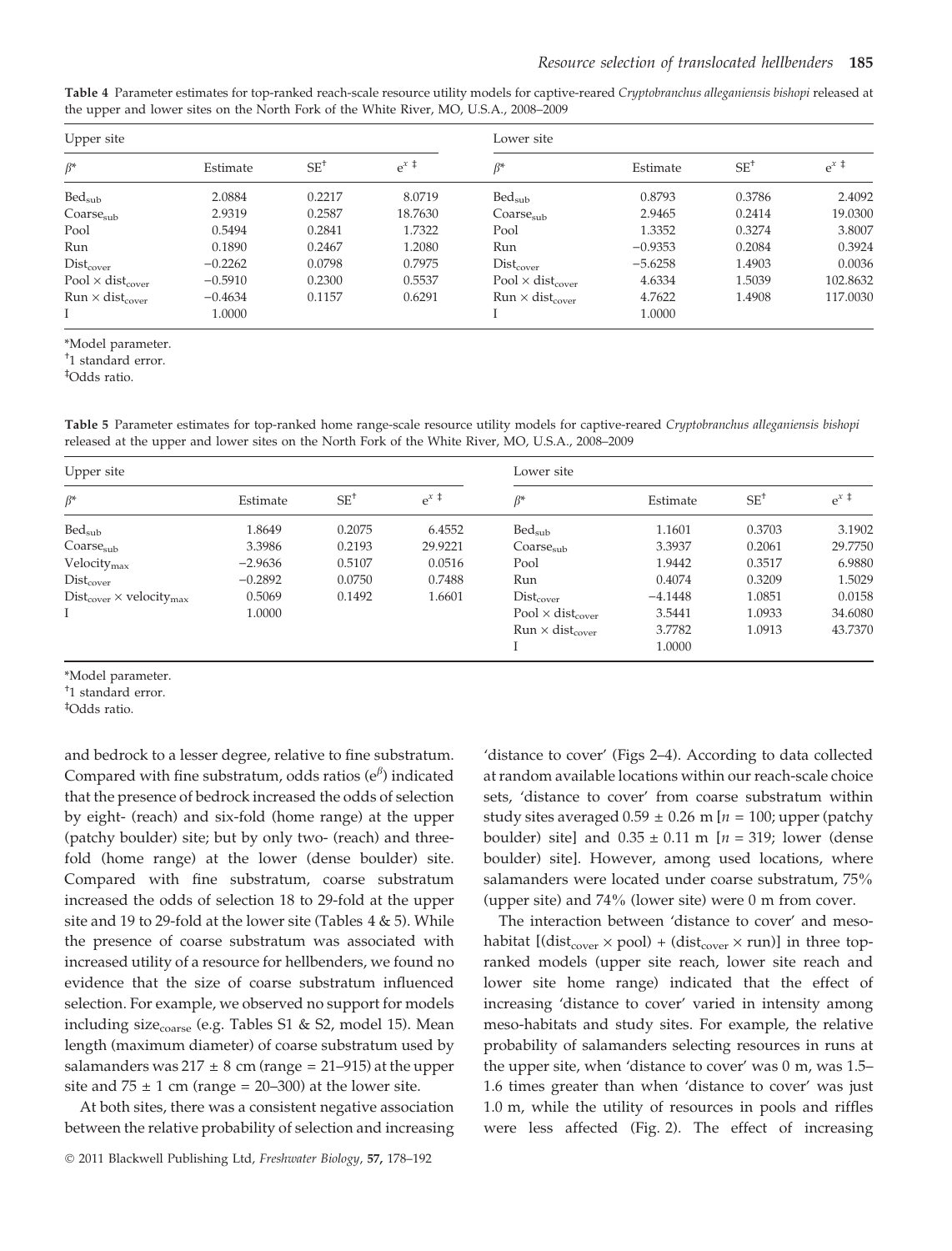**Table 4** Parameter estimates for top-ranked reach-scale resource utility models for captive-reared *Cryptobranchus alleganiensis bishopi* released at the upper and lower sites on the North Fork of the White River, MO, U.S.A., 2008–2009

| Upper site | | | | Lower site | | | |
|---|---|---|---|---|---|---|---|
| $\beta$* | Estimate | SE[†] | $e^{x}$ [‡] | $\beta$* | Estimate | SE[†] | $e^{x}$ [‡] |
| $Bed_{sub}$ | 2.0884 | 0.2217 | 8.0719 | $Bed_{sub}$ | 0.8793 | 0.3786 | 2.4092 |
| $Coarse_{sub}$ | 2.9319 | 0.2587 | 18.7630 | $Coarse_{sub}$ | 2.9465 | 0.2414 | 19.0300 |
| Pool | 0.5494 | 0.2841 | 1.7322 | Pool | 1.3352 | 0.3274 | 3.8007 |
| Run | 0.1890 | 0.2467 | 1.2080 | Run | −0.9353 | 0.2084 | 0.3924 |
| $Dist_{cover}$ | −0.2262 | 0.0798 | 0.7975 | $Dist_{cover}$ | −5.6258 | 1.4903 | 0.0036 |
| Pool × $dist_{cover}$ | −0.5910 | 0.2300 | 0.5537 | Pool × $dist_{cover}$ | 4.6334 | 1.5039 | 102.8632 |
| Run × $dist_{cover}$ | −0.4634 | 0.1157 | 0.6291 | Run × $dist_{cover}$ | 4.7622 | 1.4908 | 117.0030 |
| I | 1.0000 | | | I | 1.0000 | | |

*Model parameter.
[†]1 standard error.
[‡]Odds ratio.

**Table 5** Parameter estimates for top-ranked home range-scale resource utility models for captive-reared *Cryptobranchus alleganiensis bishopi* released at the upper and lower sites on the North Fork of the White River, MO, U.S.A., 2008–2009

| Upper site | | | | Lower site | | | |
|---|---|---|---|---|---|---|---|
| $\beta$* | Estimate | SE[†] | $e^{x}$ [‡] | $\beta$* | Estimate | SE[†] | $e^{x}$ [‡] |
| $Bed_{sub}$ | 1.8649 | 0.2075 | 6.4552 | $Bed_{sub}$ | 1.1601 | 0.3703 | 3.1902 |
| $Coarse_{sub}$ | 3.3986 | 0.2193 | 29.9221 | $Coarse_{sub}$ | 3.3937 | 0.2061 | 29.7750 |
| $Velocity_{max}$ | −2.9636 | 0.5107 | 0.0516 | Pool | 1.9442 | 0.3517 | 6.9880 |
| $Dist_{cover}$ | −0.2892 | 0.0750 | 0.7488 | Run | 0.4074 | 0.3209 | 1.5029 |
| $Dist_{cover}$ × $velocity_{max}$ | 0.5069 | 0.1492 | 1.6601 | $Dist_{cover}$ | −4.1448 | 1.0851 | 0.0158 |
| I | 1.0000 | | | Pool × $dist_{cover}$ | 3.5441 | 1.0933 | 34.6080 |
| | | | | Run × $dist_{cover}$ | 3.7782 | 1.0913 | 43.7370 |
| | | | | I | 1.0000 | | |

*Model parameter.
[†]1 standard error.
[‡]Odds ratio.

and bedrock to a lesser degree, relative to fine substratum. Compared with fine substratum, odds ratios ($e^{\beta}$) indicated that the presence of bedrock increased the odds of selection by eight- (reach) and six-fold (home range) at the upper (patchy boulder) site; but by only two- (reach) and three-fold (home range) at the lower (dense boulder) site. Compared with fine substratum, coarse substratum increased the odds of selection 18 to 29-fold at the upper site and 19 to 29-fold at the lower site (Tables 4 & 5). While the presence of coarse substratum was associated with increased utility of a resource for hellbenders, we found no evidence that the size of coarse substratum influenced selection. For example, we observed no support for models including $size_{coarse}$ (e.g. Tables S1 & S2, model 15). Mean length (maximum diameter) of coarse substratum used by salamanders was 217 ± 8 cm (range = 21–915) at the upper site and 75 ± 1 cm (range = 20–300) at the lower site.

At both sites, there was a consistent negative association between the relative probability of selection and increasing 'distance to cover' (Figs 2–4). According to data collected at random available locations within our reach-scale choice sets, 'distance to cover' from coarse substratum within study sites averaged 0.59 ± 0.26 m [$n$ = 100; upper (patchy boulder) site] and 0.35 ± 0.11 m [$n$ = 319; lower (dense boulder) site]. However, among used locations, where salamanders were located under coarse substratum, 75% (upper site) and 74% (lower site) were 0 m from cover.

The interaction between 'distance to cover' and meso-habitat [($dist_{cover}$ × pool) + ($dist_{cover}$ × run)] in three top-ranked models (upper site reach, lower site reach and lower site home range) indicated that the effect of increasing 'distance to cover' varied in intensity among meso-habitats and study sites. For example, the relative probability of salamanders selecting resources in runs at the upper site, when 'distance to cover' was 0 m, was 1.5–1.6 times greater than when 'distance to cover' was just 1.0 m, while the utility of resources in pools and riffles were less affected (Fig. 2). The effect of increasing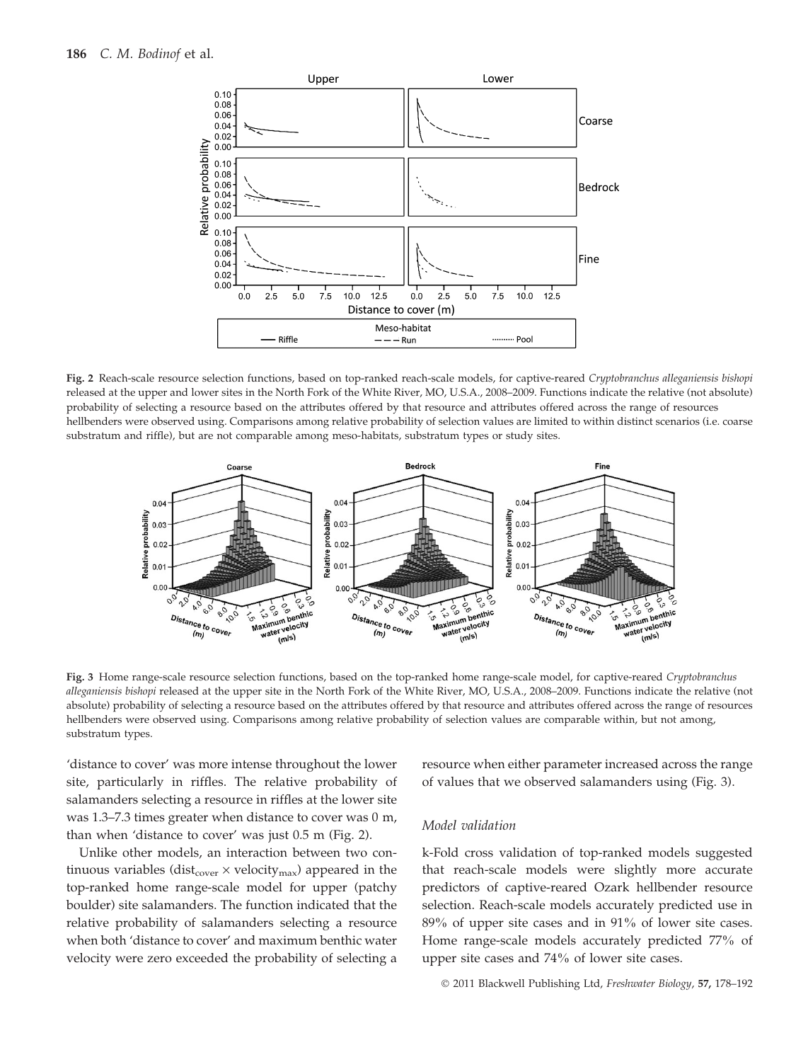**Fig. 2** Reach-scale resource selection functions, based on top-ranked reach-scale models, for captive-reared *Cryptobranchus alleganiensis bishopi* released at the upper and lower sites in the North Fork of the White River, MO, U.S.A., 2008–2009. Functions indicate the relative (not absolute) probability of selecting a resource based on the attributes offered by that resource and attributes offered across the range of resources hellbenders were observed using. Comparisons among relative probability of selection values are limited to within distinct scenarios (i.e. coarse substratum and riffle), but are not comparable among meso-habitats, substratum types or study sites.

**Fig. 3** Home range-scale resource selection functions, based on the top-ranked home range-scale model, for captive-reared *Cryptobranchus alleganiensis bishopi* released at the upper site in the North Fork of the White River, MO, U.S.A., 2008–2009. Functions indicate the relative (not absolute) probability of selecting a resource based on the attributes offered by that resource and attributes offered across the range of resources hellbenders were observed using. Comparisons among relative probability of selection values are comparable within, but not among, substratum types.

'distance to cover' was more intense throughout the lower site, particularly in riffles. The relative probability of salamanders selecting a resource in riffles at the lower site was 1.3–7.3 times greater when distance to cover was 0 m, than when 'distance to cover' was just 0.5 m (Fig. 2).

Unlike other models, an interaction between two continuous variables ($dist_{cover} \times velocity_{max}$) appeared in the top-ranked home range-scale model for upper (patchy boulder) site salamanders. The function indicated that the relative probability of salamanders selecting a resource when both 'distance to cover' and maximum benthic water velocity were zero exceeded the probability of selecting a resource when either parameter increased across the range of values that we observed salamanders using (Fig. 3).

### Model validation

k-Fold cross validation of top-ranked models suggested that reach-scale models were slightly more accurate predictors of captive-reared Ozark hellbender resource selection. Reach-scale models accurately predicted use in 89% of upper site cases and in 91% of lower site cases. Home range-scale models accurately predicted 77% of upper site cases and 74% of lower site cases.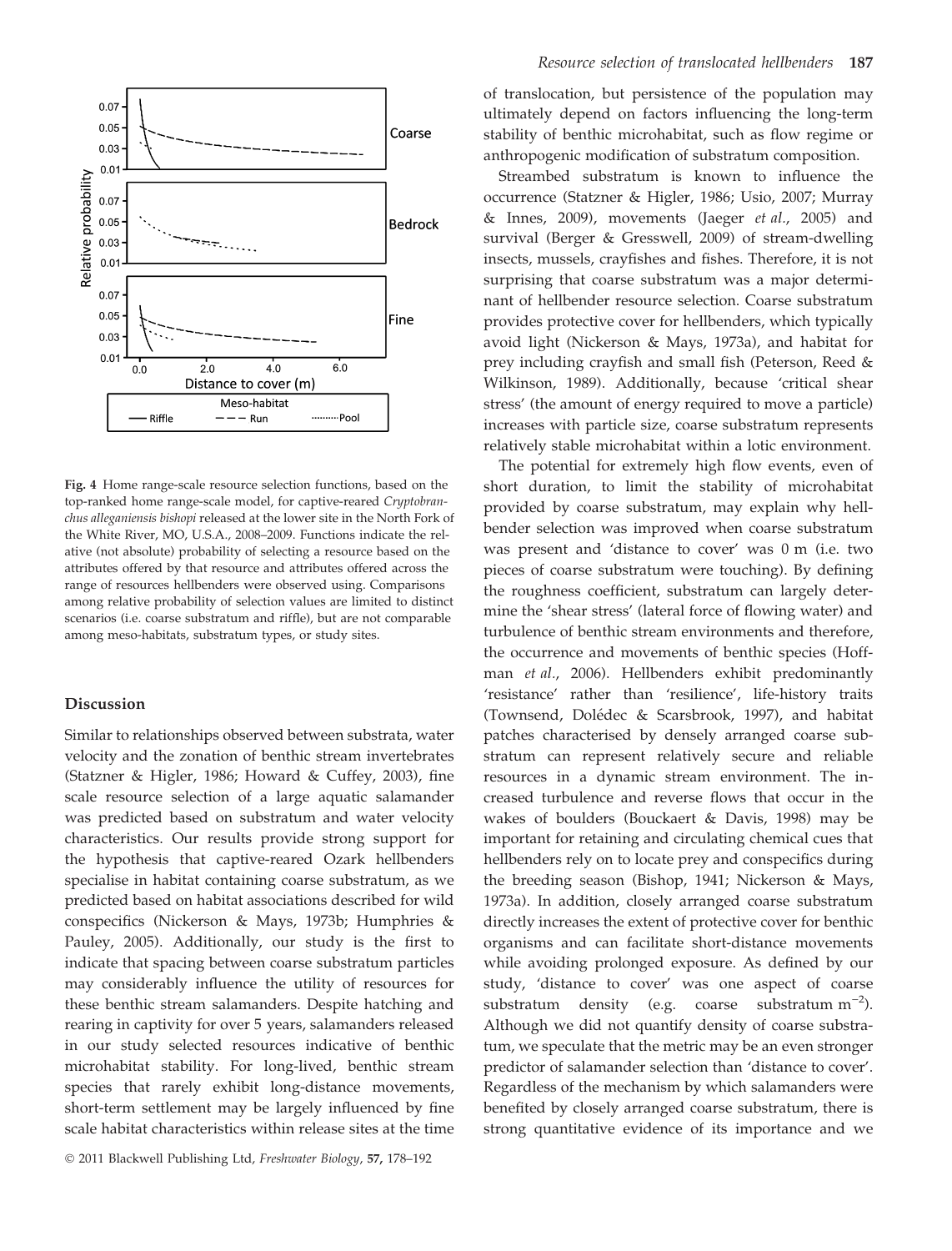Fig. 4 Home range-scale resource selection functions, based on the top-ranked home range-scale model, for captive-reared *Cryptobranchus alleganiensis bishopi* released at the lower site in the North Fork of the White River, MO, U.S.A., 2008–2009. Functions indicate the relative (not absolute) probability of selecting a resource based on the attributes offered by that resource and attributes offered across the range of resources hellbenders were observed using. Comparisons among relative probability of selection values are limited to distinct scenarios (i.e. coarse substratum and riffle), but are not comparable among meso-habitats, substratum types, or study sites.

## Discussion

Similar to relationships observed between substrata, water velocity and the zonation of benthic stream invertebrates (Statzner & Higler, 1986; Howard & Cuffey, 2003), fine scale resource selection of a large aquatic salamander was predicted based on substratum and water velocity characteristics. Our results provide strong support for the hypothesis that captive-reared Ozark hellbenders specialise in habitat containing coarse substratum, as we predicted based on habitat associations described for wild conspecifics (Nickerson & Mays, 1973b; Humphries & Pauley, 2005). Additionally, our study is the first to indicate that spacing between coarse substratum particles may considerably influence the utility of resources for these benthic stream salamanders. Despite hatching and rearing in captivity for over 5 years, salamanders released in our study selected resources indicative of benthic microhabitat stability. For long-lived, benthic stream species that rarely exhibit long-distance movements, short-term settlement may be largely influenced by fine scale habitat characteristics within release sites at the time of translocation, but persistence of the population may ultimately depend on factors influencing the long-term stability of benthic microhabitat, such as flow regime or anthropogenic modification of substratum composition.

Streambed substratum is known to influence the occurrence (Statzner & Higler, 1986; Usio, 2007; Murray & Innes, 2009), movements (Jaeger *et al*., 2005) and survival (Berger & Gresswell, 2009) of stream-dwelling insects, mussels, crayfishes and fishes. Therefore, it is not surprising that coarse substratum was a major determinant of hellbender resource selection. Coarse substratum provides protective cover for hellbenders, which typically avoid light (Nickerson & Mays, 1973a), and habitat for prey including crayfish and small fish (Peterson, Reed & Wilkinson, 1989). Additionally, because 'critical shear stress' (the amount of energy required to move a particle) increases with particle size, coarse substratum represents relatively stable microhabitat within a lotic environment.

The potential for extremely high flow events, even of short duration, to limit the stability of microhabitat provided by coarse substratum, may explain why hellbender selection was improved when coarse substratum was present and 'distance to cover' was 0 m (i.e. two pieces of coarse substratum were touching). By defining the roughness coefficient, substratum can largely determine the 'shear stress' (lateral force of flowing water) and turbulence of benthic stream environments and therefore, the occurrence and movements of benthic species (Hoffman *et al*., 2006). Hellbenders exhibit predominantly 'resistance' rather than 'resilience', life-history traits (Townsend, Dolédec & Scarsbrook, 1997), and habitat patches characterised by densely arranged coarse substratum can represent relatively secure and reliable resources in a dynamic stream environment. The increased turbulence and reverse flows that occur in the wakes of boulders (Bouckaert & Davis, 1998) may be important for retaining and circulating chemical cues that hellbenders rely on to locate prey and conspecifics during the breeding season (Bishop, 1941; Nickerson & Mays, 1973a). In addition, closely arranged coarse substratum directly increases the extent of protective cover for benthic organisms and can facilitate short-distance movements while avoiding prolonged exposure. As defined by our study, 'distance to cover' was one aspect of coarse substratum density (e.g. coarse substratum $m^{-2}$). Although we did not quantify density of coarse substratum, we speculate that the metric may be an even stronger predictor of salamander selection than 'distance to cover'. Regardless of the mechanism by which salamanders were benefited by closely arranged coarse substratum, there is strong quantitative evidence of its importance and we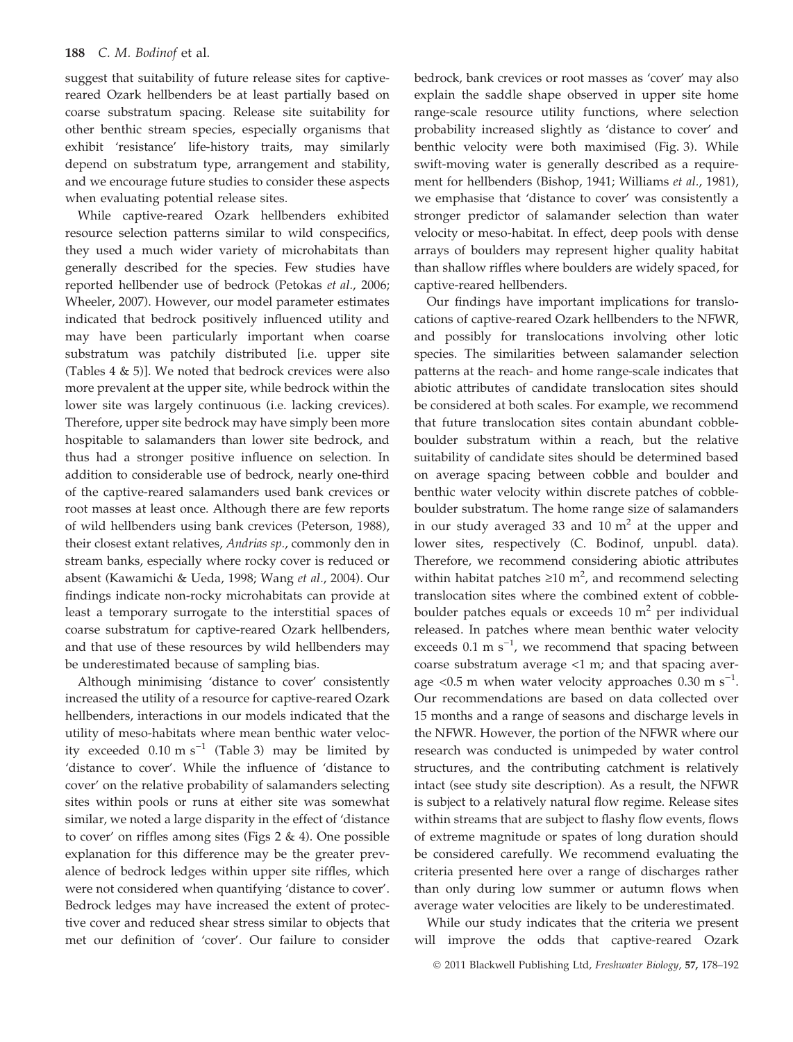suggest that suitability of future release sites for captive-reared Ozark hellbenders be at least partially based on coarse substratum spacing. Release site suitability for other benthic stream species, especially organisms that exhibit 'resistance' life-history traits, may similarly depend on substratum type, arrangement and stability, and we encourage future studies to consider these aspects when evaluating potential release sites.

While captive-reared Ozark hellbenders exhibited resource selection patterns similar to wild conspecifics, they used a much wider variety of microhabitats than generally described for the species. Few studies have reported hellbender use of bedrock (Petokas *et al*., 2006; Wheeler, 2007). However, our model parameter estimates indicated that bedrock positively influenced utility and may have been particularly important when coarse substratum was patchily distributed [i.e. upper site (Tables 4 & 5)]. We noted that bedrock crevices were also more prevalent at the upper site, while bedrock within the lower site was largely continuous (i.e. lacking crevices). Therefore, upper site bedrock may have simply been more hospitable to salamanders than lower site bedrock, and thus had a stronger positive influence on selection. In addition to considerable use of bedrock, nearly one-third of the captive-reared salamanders used bank crevices or root masses at least once. Although there are few reports of wild hellbenders using bank crevices (Peterson, 1988), their closest extant relatives, *Andrias sp*., commonly den in stream banks, especially where rocky cover is reduced or absent (Kawamichi & Ueda, 1998; Wang *et al*., 2004). Our findings indicate non-rocky microhabitats can provide at least a temporary surrogate to the interstitial spaces of coarse substratum for captive-reared Ozark hellbenders, and that use of these resources by wild hellbenders may be underestimated because of sampling bias.

Although minimising 'distance to cover' consistently increased the utility of a resource for captive-reared Ozark hellbenders, interactions in our models indicated that the utility of meso-habitats where mean benthic water velocity exceeded 0.10 m s$^{-1}$ (Table 3) may be limited by 'distance to cover'. While the influence of 'distance to cover' on the relative probability of salamanders selecting sites within pools or runs at either site was somewhat similar, we noted a large disparity in the effect of 'distance to cover' on riffles among sites (Figs 2 & 4). One possible explanation for this difference may be the greater prevalence of bedrock ledges within upper site riffles, which were not considered when quantifying 'distance to cover'. Bedrock ledges may have increased the extent of protective cover and reduced shear stress similar to objects that met our definition of 'cover'. Our failure to consider bedrock, bank crevices or root masses as 'cover' may also explain the saddle shape observed in upper site home range-scale resource utility functions, where selection probability increased slightly as 'distance to cover' and benthic velocity were both maximised (Fig. 3). While swift-moving water is generally described as a requirement for hellbenders (Bishop, 1941; Williams *et al*., 1981), we emphasise that 'distance to cover' was consistently a stronger predictor of salamander selection than water velocity or meso-habitat. In effect, deep pools with dense arrays of boulders may represent higher quality habitat than shallow riffles where boulders are widely spaced, for captive-reared hellbenders.

Our findings have important implications for translocations of captive-reared Ozark hellbenders to the NFWR, and possibly for translocations involving other lotic species. The similarities between salamander selection patterns at the reach- and home range-scale indicates that abiotic attributes of candidate translocation sites should be considered at both scales. For example, we recommend that future translocation sites contain abundant cobble-boulder substratum within a reach, but the relative suitability of candidate sites should be determined based on average spacing between cobble and boulder and benthic water velocity within discrete patches of cobble-boulder substratum. The home range size of salamanders in our study averaged 33 and 10 m$^2$ at the upper and lower sites, respectively (C. Bodinof, unpubl. data). Therefore, we recommend considering abiotic attributes within habitat patches ≥10 m$^2$, and recommend selecting translocation sites where the combined extent of cobble-boulder patches equals or exceeds 10 m$^2$ per individual released. In patches where mean benthic water velocity exceeds 0.1 m s$^{-1}$, we recommend that spacing between coarse substratum average <1 m; and that spacing average <0.5 m when water velocity approaches 0.30 m s$^{-1}$. Our recommendations are based on data collected over 15 months and a range of seasons and discharge levels in the NFWR. However, the portion of the NFWR where our research was conducted is unimpeded by water control structures, and the contributing catchment is relatively intact (see study site description). As a result, the NFWR is subject to a relatively natural flow regime. Release sites within streams that are subject to flashy flow events, flows of extreme magnitude or spates of long duration should be considered carefully. We recommend evaluating the criteria presented here over a range of discharges rather than only during low summer or autumn flows when average water velocities are likely to be underestimated.

While our study indicates that the criteria we present will improve the odds that captive-reared Ozark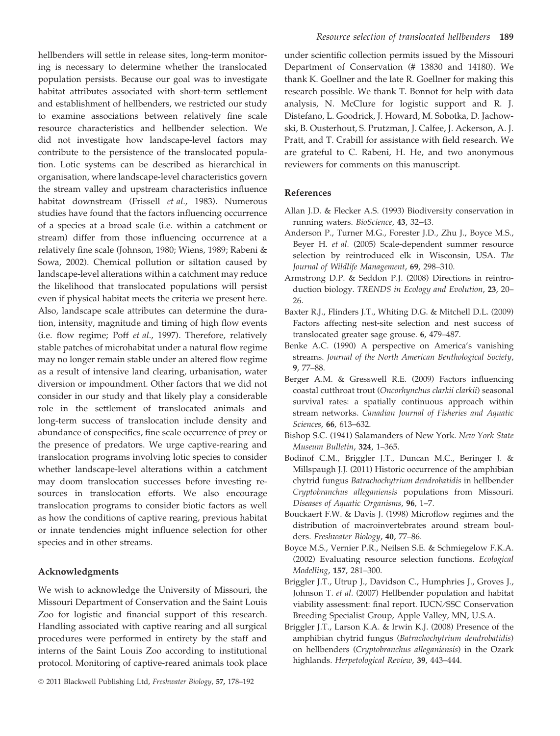hellbenders will settle in release sites, long-term monitoring is necessary to determine whether the translocated population persists. Because our goal was to investigate habitat attributes associated with short-term settlement and establishment of hellbenders, we restricted our study to examine associations between relatively fine scale resource characteristics and hellbender selection. We did not investigate how landscape-level factors may contribute to the persistence of the translocated population. Lotic systems can be described as hierarchical in organisation, where landscape-level characteristics govern the stream valley and upstream characteristics influence habitat downstream (Frissell *et al.*, 1983). Numerous studies have found that the factors influencing occurrence of a species at a broad scale (i.e. within a catchment or stream) differ from those influencing occurrence at a relatively fine scale (Johnson, 1980; Wiens, 1989; Rabeni & Sowa, 2002). Chemical pollution or siltation caused by landscape-level alterations within a catchment may reduce the likelihood that translocated populations will persist even if physical habitat meets the criteria we present here. Also, landscape scale attributes can determine the duration, intensity, magnitude and timing of high flow events (i.e. flow regime; Poff *et al.*, 1997). Therefore, relatively stable patches of microhabitat under a natural flow regime may no longer remain stable under an altered flow regime as a result of intensive land clearing, urbanisation, water diversion or impoundment. Other factors that we did not consider in our study and that likely play a considerable role in the settlement of translocated animals and long-term success of translocation include density and abundance of conspecifics, fine scale occurrence of prey or the presence of predators. We urge captive-rearing and translocation programs involving lotic species to consider whether landscape-level alterations within a catchment may doom translocation successes before investing resources in translocation efforts. We also encourage translocation programs to consider biotic factors as well as how the conditions of captive rearing, previous habitat or innate tendencies might influence selection for other species and in other streams.

## Acknowledgments

We wish to acknowledge the University of Missouri, the Missouri Department of Conservation and the Saint Louis Zoo for logistic and financial support of this research. Handling associated with captive rearing and all surgical procedures were performed in entirety by the staff and interns of the Saint Louis Zoo according to institutional protocol. Monitoring of captive-reared animals took place under scientific collection permits issued by the Missouri Department of Conservation (# 13830 and 14180). We thank K. Goellner and the late R. Goellner for making this research possible. We thank T. Bonnot for help with data analysis, N. McClure for logistic support and R. J. Distefano, L. Goodrick, J. Howard, M. Sobotka, D. Jachowski, B. Ousterhout, S. Prutzman, J. Calfee, J. Ackerson, A. J. Pratt, and T. Crabill for assistance with field research. We are grateful to C. Rabeni, H. He, and two anonymous reviewers for comments on this manuscript.

## References

Allan J.D. & Flecker A.S. (1993) Biodiversity conservation in running waters. *BioScience*, **43**, 32–43.

Anderson P., Turner M.G., Forester J.D., Zhu J., Boyce M.S., Beyer H. *et al.* (2005) Scale-dependent summer resource selection by reintroduced elk in Wisconsin, USA. *The Journal of Wildlife Management*, **69**, 298–310.

Armstrong D.P. & Seddon P.J. (2008) Directions in reintroduction biology. *TRENDS in Ecology and Evolution*, **23**, 20–26.

Baxter R.J., Flinders J.T., Whiting D.G. & Mitchell D.L. (2009) Factors affecting nest-site selection and nest success of translocated greater sage grouse. **6**, 479–487.

Benke A.C. (1990) A perspective on America's vanishing streams. *Journal of the North American Benthological Society*, **9**, 77–88.

Berger A.M. & Gresswell R.E. (2009) Factors influencing coastal cutthroat trout (*Oncorhynchus clarkii clarkii*) seasonal survival rates: a spatially continuous approach within stream networks. *Canadian Journal of Fisheries and Aquatic Sciences*, **66**, 613–632.

Bishop S.C. (1941) Salamanders of New York. *New York State Museum Bulletin*, **324**, 1–365.

Bodinof C.M., Briggler J.T., Duncan M.C., Beringer J. & Millspaugh J.J. (2011) Historic occurrence of the amphibian chytrid fungus *Batrachochytrium dendrobatidis* in hellbender *Cryptobranchus alleganiensis* populations from Missouri. *Diseases of Aquatic Organisms*, **96**, 1–7.

Bouckaert F.W. & Davis J. (1998) Microflow regimes and the distribution of macroinvertebrates around stream boulders. *Freshwater Biology*, **40**, 77–86.

Boyce M.S., Vernier P.R., Neilsen S.E. & Schmiegelow F.K.A. (2002) Evaluating resource selection functions. *Ecological Modelling*, **157**, 281–300.

Briggler J.T., Utrup J., Davidson C., Humphries J., Groves J., Johnson T. *et al.* (2007) Hellbender population and habitat viability assessment: final report. IUCN/SSC Conservation Breeding Specialist Group, Apple Valley, MN, U.S.A.

Briggler J.T., Larson K.A. & Irwin K.J. (2008) Presence of the amphibian chytrid fungus (*Batrachochytrium dendrobatidis*) on hellbenders (*Cryptobranchus alleganiensis*) in the Ozark highlands. *Herpetological Review*, **39**, 443–444.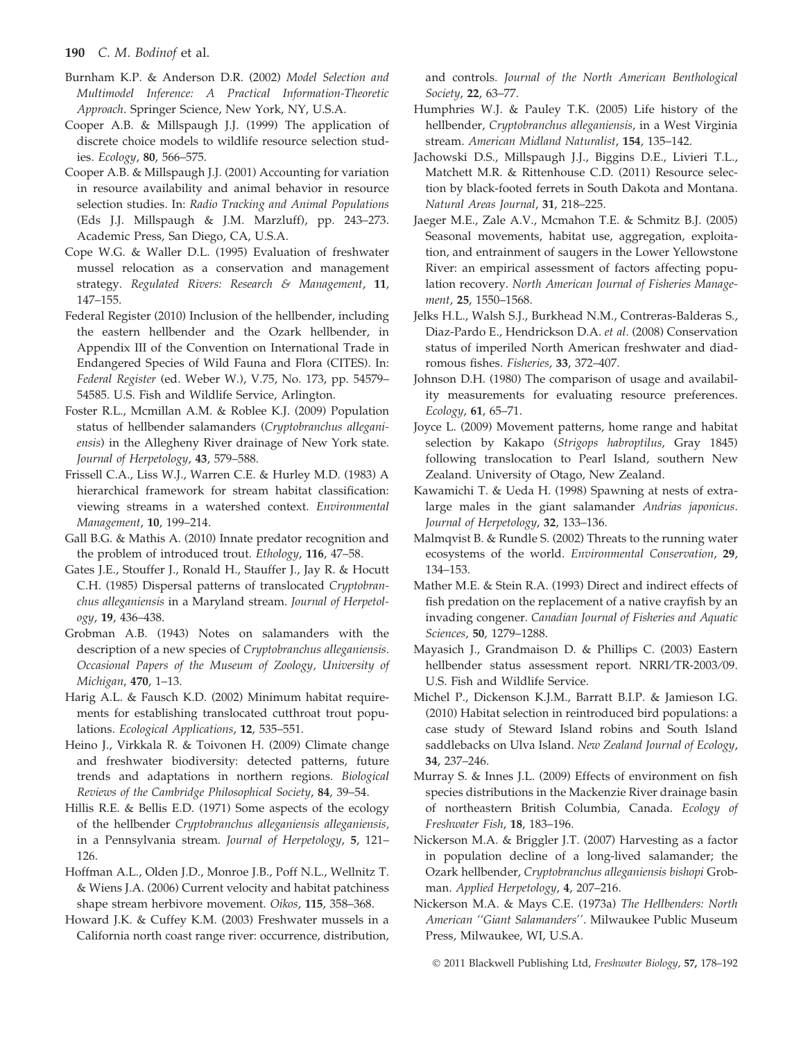Burnham K.P. & Anderson D.R. (2002) *Model Selection and Multimodel Inference: A Practical Information-Theoretic Approach*. Springer Science, New York, NY, U.S.A.

Cooper A.B. & Millspaugh J.J. (1999) The application of discrete choice models to wildlife resource selection studies. *Ecology*, **80**, 566–575.

Cooper A.B. & Millspaugh J.J. (2001) Accounting for variation in resource availability and animal behavior in resource selection studies. In: *Radio Tracking and Animal Populations* (Eds J.J. Millspaugh & J.M. Marzluff), pp. 243–273. Academic Press, San Diego, CA, U.S.A.

Cope W.G. & Waller D.L. (1995) Evaluation of freshwater mussel relocation as a conservation and management strategy. *Regulated Rivers: Research & Management*, **11**, 147–155.

Federal Register (2010) Inclusion of the hellbender, including the eastern hellbender and the Ozark hellbender, in Appendix III of the Convention on International Trade in Endangered Species of Wild Fauna and Flora (CITES). In: *Federal Register* (ed. Weber W.), V.75, No. 173, pp. 54579–54585. U.S. Fish and Wildlife Service, Arlington.

Foster R.L., Mcmillan A.M. & Roblee K.J. (2009) Population status of hellbender salamanders (*Cryptobranchus alleganiensis*) in the Allegheny River drainage of New York state. *Journal of Herpetology*, **43**, 579–588.

Frissell C.A., Liss W.J., Warren C.E. & Hurley M.D. (1983) A hierarchical framework for stream habitat classification: viewing streams in a watershed context. *Environmental Management*, **10**, 199–214.

Gall B.G. & Mathis A. (2010) Innate predator recognition and the problem of introduced trout. *Ethology*, **116**, 47–58.

Gates J.E., Stouffer J., Ronald H., Stauffer J., Jay R. & Hocutt C.H. (1985) Dispersal patterns of translocated *Cryptobranchus alleganiensis* in a Maryland stream. *Journal of Herpetology*, **19**, 436–438.

Grobman A.B. (1943) Notes on salamanders with the description of a new species of *Cryptobranchus alleganiensis*. *Occasional Papers of the Museum of Zoology, University of Michigan*, **470**, 1–13.

Harig A.L. & Fausch K.D. (2002) Minimum habitat requirements for establishing translocated cutthroat trout populations. *Ecological Applications*, **12**, 535–551.

Heino J., Virkkala R. & Toivonen H. (2009) Climate change and freshwater biodiversity: detected patterns, future trends and adaptations in northern regions. *Biological Reviews of the Cambridge Philosophical Society*, **84**, 39–54.

Hillis R.E. & Bellis E.D. (1971) Some aspects of the ecology of the hellbender *Cryptobranchus alleganiensis alleganiensis*, in a Pennsylvania stream. *Journal of Herpetology*, **5**, 121–126.

Hoffman A.L., Olden J.D., Monroe J.B., Poff N.L., Wellnitz T. & Wiens J.A. (2006) Current velocity and habitat patchiness shape stream herbivore movement. *Oikos*, **115**, 358–368.

Howard J.K. & Cuffey K.M. (2003) Freshwater mussels in a California north coast range river: occurrence, distribution, and controls. *Journal of the North American Benthological Society*, **22**, 63–77.

Humphries W.J. & Pauley T.K. (2005) Life history of the hellbender, *Cryptobranchus alleganiensis*, in a West Virginia stream. *American Midland Naturalist*, **154**, 135–142.

Jachowski D.S., Millspaugh J.J., Biggins D.E., Livieri T.L., Matchett M.R. & Rittenhouse C.D. (2011) Resource selection by black-footed ferrets in South Dakota and Montana. *Natural Areas Journal*, **31**, 218–225.

Jaeger M.E., Zale A.V., Mcmahon T.E. & Schmitz B.J. (2005) Seasonal movements, habitat use, aggregation, exploitation, and entrainment of saugers in the Lower Yellowstone River: an empirical assessment of factors affecting population recovery. *North American Journal of Fisheries Management*, **25**, 1550–1568.

Jelks H.L., Walsh S.J., Burkhead N.M., Contreras-Balderas S., Diaz-Pardo E., Hendrickson D.A. *et al.* (2008) Conservation status of imperiled North American freshwater and diadromous fishes. *Fisheries*, **33**, 372–407.

Johnson D.H. (1980) The comparison of usage and availability measurements for evaluating resource preferences. *Ecology*, **61**, 65–71.

Joyce L. (2009) Movement patterns, home range and habitat selection by Kakapo (*Strigops habroptilus*, Gray 1845) following translocation to Pearl Island, southern New Zealand. University of Otago, New Zealand.

Kawamichi T. & Ueda H. (1998) Spawning at nests of extra-large males in the giant salamander *Andrias japonicus*. *Journal of Herpetology*, **32**, 133–136.

Malmqvist B. & Rundle S. (2002) Threats to the running water ecosystems of the world. *Environmental Conservation*, **29**, 134–153.

Mather M.E. & Stein R.A. (1993) Direct and indirect effects of fish predation on the replacement of a native crayfish by an invading congener. *Canadian Journal of Fisheries and Aquatic Sciences*, **50**, 1279–1288.

Mayasich J., Grandmaison D. & Phillips C. (2003) Eastern hellbender status assessment report. NRRI/TR-2003/09. U.S. Fish and Wildlife Service.

Michel P., Dickenson K.J.M., Barratt B.I.P. & Jamieson I.G. (2010) Habitat selection in reintroduced bird populations: a case study of Steward Island robins and South Island saddlebacks on Ulva Island. *New Zealand Journal of Ecology*, **34**, 237–246.

Murray S. & Innes J.L. (2009) Effects of environment on fish species distributions in the Mackenzie River drainage basin of northeastern British Columbia, Canada. *Ecology of Freshwater Fish*, **18**, 183–196.

Nickerson M.A. & Briggler J.T. (2007) Harvesting as a factor in population decline of a long-lived salamander; the Ozark hellbender, *Cryptobranchus alleganiensis bishopi* Grobman. *Applied Herpetology*, **4**, 207–216.

Nickerson M.A. & Mays C.E. (1973a) *The Hellbenders: North American ''Giant Salamanders''*. Milwaukee Public Museum Press, Milwaukee, WI, U.S.A.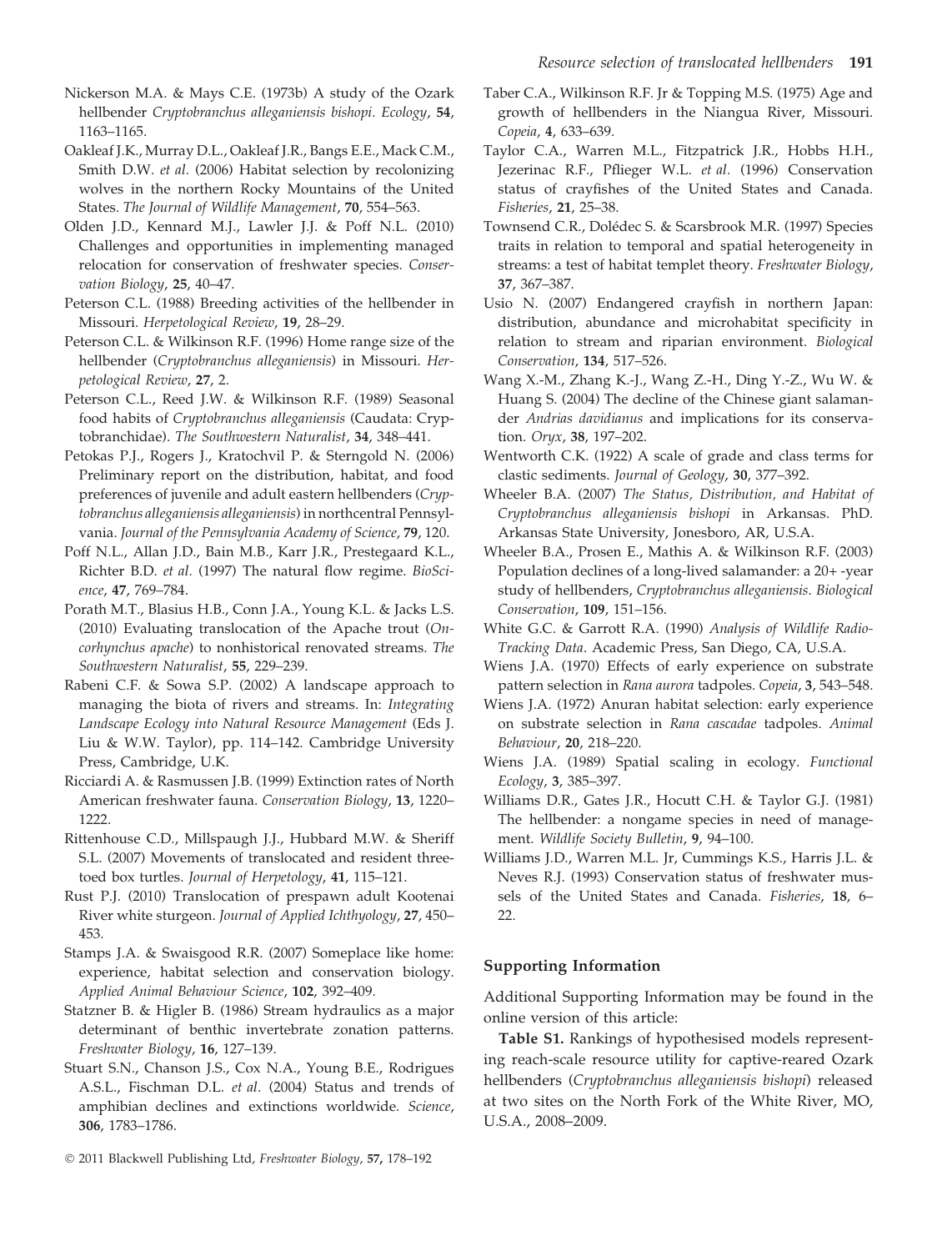Nickerson M.A. & Mays C.E. (1973b) A study of the Ozark hellbender *Cryptobranchus alleganiensis bishopi*. *Ecology*, **54**, 1163–1165.

Oakleaf J.K., Murray D.L., Oakleaf J.R., Bangs E.E., Mack C.M., Smith D.W. *et al.* (2006) Habitat selection by recolonizing wolves in the northern Rocky Mountains of the United States. *The Journal of Wildlife Management*, **70**, 554–563.

Olden J.D., Kennard M.J., Lawler J.J. & Poff N.L. (2010) Challenges and opportunities in implementing managed relocation for conservation of freshwater species. *Conservation Biology*, **25**, 40–47.

Peterson C.L. (1988) Breeding activities of the hellbender in Missouri. *Herpetological Review*, **19**, 28–29.

Peterson C.L. & Wilkinson R.F. (1996) Home range size of the hellbender (*Cryptobranchus alleganiensis*) in Missouri. *Herpetological Review*, **27**, 2.

Peterson C.L., Reed J.W. & Wilkinson R.F. (1989) Seasonal food habits of *Cryptobranchus alleganiensis* (Caudata: Cryptobranchidae). *The Southwestern Naturalist*, **34**, 348–441.

Petokas P.J., Rogers J., Kratochvil P. & Sterngold N. (2006) Preliminary report on the distribution, habitat, and food preferences of juvenile and adult eastern hellbenders (*Cryptobranchus alleganiensis alleganiensis*) in northcentral Pennsylvania. *Journal of the Pennsylvania Academy of Science*, **79**, 120.

Poff N.L., Allan J.D., Bain M.B., Karr J.R., Prestegaard K.L., Richter B.D. *et al.* (1997) The natural flow regime. *BioScience*, **47**, 769–784.

Porath M.T., Blasius H.B., Conn J.A., Young K.L. & Jacks L.S. (2010) Evaluating translocation of the Apache trout (*Oncorhynchus apache*) to nonhistorical renovated streams. *The Southwestern Naturalist*, **55**, 229–239.

Rabeni C.F. & Sowa S.P. (2002) A landscape approach to managing the biota of rivers and streams. In: *Integrating Landscape Ecology into Natural Resource Management* (Eds J. Liu & W.W. Taylor), pp. 114–142. Cambridge University Press, Cambridge, U.K.

Ricciardi A. & Rasmussen J.B. (1999) Extinction rates of North American freshwater fauna. *Conservation Biology*, **13**, 1220–1222.

Rittenhouse C.D., Millspaugh J.J., Hubbard M.W. & Sheriff S.L. (2007) Movements of translocated and resident three-toed box turtles. *Journal of Herpetology*, **41**, 115–121.

Rust P.J. (2010) Translocation of prespawn adult Kootenai River white sturgeon. *Journal of Applied Ichthyology*, **27**, 450–453.

Stamps J.A. & Swaisgood R.R. (2007) Someplace like home: experience, habitat selection and conservation biology. *Applied Animal Behaviour Science*, **102**, 392–409.

Statzner B. & Higler B. (1986) Stream hydraulics as a major determinant of benthic invertebrate zonation patterns. *Freshwater Biology*, **16**, 127–139.

Stuart S.N., Chanson J.S., Cox N.A., Young B.E., Rodrigues A.S.L., Fischman D.L. *et al.* (2004) Status and trends of amphibian declines and extinctions worldwide. *Science*, **306**, 1783–1786.

Taber C.A., Wilkinson R.F. Jr & Topping M.S. (1975) Age and growth of hellbenders in the Niangua River, Missouri. *Copeia*, **4**, 633–639.

Taylor C.A., Warren M.L., Fitzpatrick J.R., Hobbs H.H., Jezerinac R.F., Pflieger W.L. *et al.* (1996) Conservation status of crayfishes of the United States and Canada. *Fisheries*, **21**, 25–38.

Townsend C.R., Dolédec S. & Scarsbrook M.R. (1997) Species traits in relation to temporal and spatial heterogeneity in streams: a test of habitat templet theory. *Freshwater Biology*, **37**, 367–387.

Usio N. (2007) Endangered crayfish in northern Japan: distribution, abundance and microhabitat specificity in relation to stream and riparian environment. *Biological Conservation*, **134**, 517–526.

Wang X.-M., Zhang K.-J., Wang Z.-H., Ding Y.-Z., Wu W. & Huang S. (2004) The decline of the Chinese giant salamander *Andrias davidianus* and implications for its conservation. *Oryx*, **38**, 197–202.

Wentworth C.K. (1922) A scale of grade and class terms for clastic sediments. *Journal of Geology*, **30**, 377–392.

Wheeler B.A. (2007) *The Status, Distribution, and Habitat of Cryptobranchus alleganiensis bishopi in Arkansas*. PhD. Arkansas State University, Jonesboro, AR, U.S.A.

Wheeler B.A., Prosen E., Mathis A. & Wilkinson R.F. (2003) Population declines of a long-lived salamander: a 20+ -year study of hellbenders, *Cryptobranchus alleganiensis*. *Biological Conservation*, **109**, 151–156.

White G.C. & Garrott R.A. (1990) *Analysis of Wildlife Radio-Tracking Data*. Academic Press, San Diego, CA, U.S.A.

Wiens J.A. (1970) Effects of early experience on substrate pattern selection in *Rana aurora* tadpoles. *Copeia*, **3**, 543–548.

Wiens J.A. (1972) Anuran habitat selection: early experience on substrate selection in *Rana cascadae* tadpoles. *Animal Behaviour*, **20**, 218–220.

Wiens J.A. (1989) Spatial scaling in ecology. *Functional Ecology*, **3**, 385–397.

Williams D.R., Gates J.R., Hocutt C.H. & Taylor G.J. (1981) The hellbender: a nongame species in need of management. *Wildlife Society Bulletin*, **9**, 94–100.

Williams J.D., Warren M.L. Jr, Cummings K.S., Harris J.L. & Neves R.J. (1993) Conservation status of freshwater mussels of the United States and Canada. *Fisheries*, **18**, 6–22.

## Supporting Information

Additional Supporting Information may be found in the online version of this article:

**Table S1.** Rankings of hypothesised models representing reach-scale resource utility for captive-reared Ozark hellbenders (*Cryptobranchus alleganiensis bishopi*) released at two sites on the North Fork of the White River, MO, U.S.A., 2008–2009.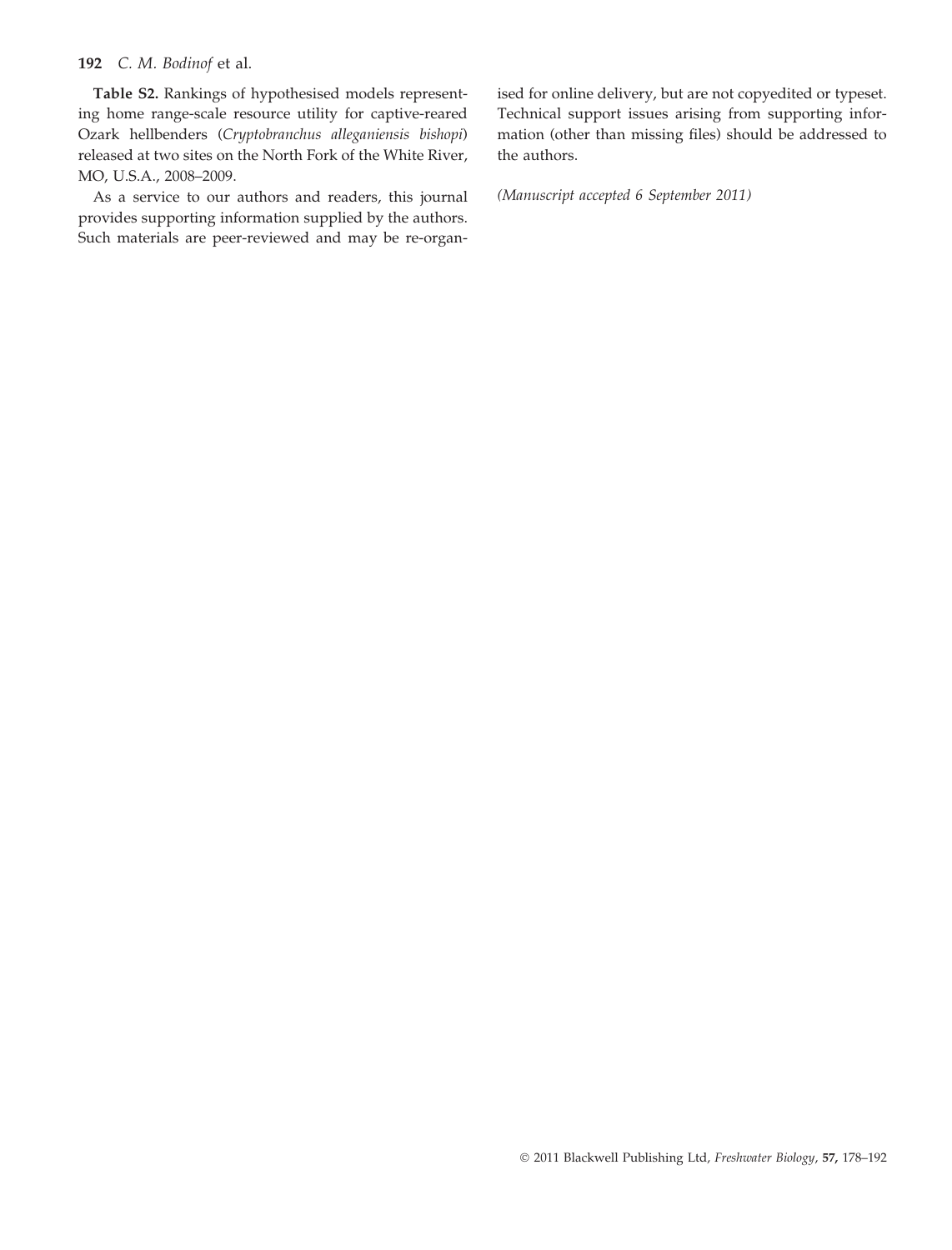**Table S2.** Rankings of hypothesised models representing home range-scale resource utility for captive-reared Ozark hellbenders (*Cryptobranchus alleganiensis bishopi*) released at two sites on the North Fork of the White River, MO, U.S.A., 2008–2009.

As a service to our authors and readers, this journal provides supporting information supplied by the authors. Such materials are peer-reviewed and may be re-organised for online delivery, but are not copyedited or typeset. Technical support issues arising from supporting information (other than missing files) should be addressed to the authors.

*(Manuscript accepted 6 September 2011)*